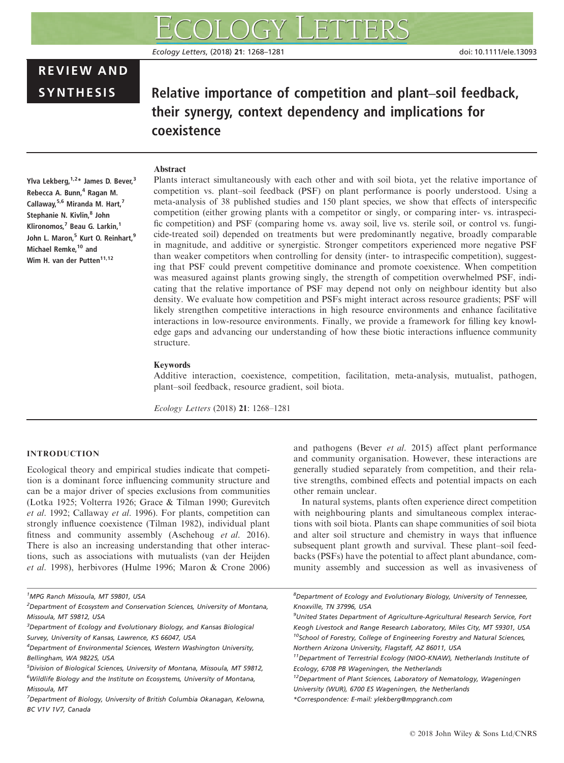REVIEW AND SYNTHESIS

# Relative importance of competition and plant–soil feedback, their synergy, context dependency and implications for coexistence

Ylva Lekberg,[1,2]* James D. Bever,[3] Rebecca A. Bunn,[4] Ragan M. Callaway,[5,6] Miranda M. Hart,[7] Stephanie N. Kivlin,[8] John Klironomos,[7] Beau G. Larkin,[1] John L. Maron,[5] Kurt O. Reinhart,[9] Michael Remke,[10] and Wim H. van der Putten[11,12]

## Abstract

Plants interact simultaneously with each other and with soil biota, yet the relative importance of competition vs. plant–soil feedback (PSF) on plant performance is poorly understood. Using a meta-analysis of 38 published studies and 150 plant species, we show that effects of interspecific competition (either growing plants with a competitor or singly, or comparing inter- vs. intraspecific competition) and PSF (comparing home vs. away soil, live vs. sterile soil, or control vs. fungicide-treated soil) depended on treatments but were predominantly negative, broadly comparable in magnitude, and additive or synergistic. Stronger competitors experienced more negative PSF than weaker competitors when controlling for density (inter- to intraspecific competition), suggesting that PSF could prevent competitive dominance and promote coexistence. When competition was measured against plants growing singly, the strength of competition overwhelmed PSF, indicating that the relative importance of PSF may depend not only on neighbour identity but also density. We evaluate how competition and PSFs might interact across resource gradients; PSF will likely strengthen competitive interactions in high resource environments and enhance facilitative interactions in low-resource environments. Finally, we provide a framework for filling key knowledge gaps and advancing our understanding of how these biotic interactions influence community structure.

### Keywords

Additive interaction, coexistence, competition, facilitation, meta-analysis, mutualist, pathogen, plant–soil feedback, resource gradient, soil biota.

*Ecology Letters* (2018) **21**: 1268–1281

## INTRODUCTION

Ecological theory and empirical studies indicate that competition is a dominant force influencing community structure and can be a major driver of species exclusions from communities (Lotka 1925; Volterra 1926; Grace & Tilman 1990; Gurevitch *et al*. 1992; Callaway *et al*. 1996). For plants, competition can strongly influence coexistence (Tilman 1982), individual plant fitness and community assembly (Aschehoug *et al*. 2016). There is also an increasing understanding that other interactions, such as associations with mutualists (van der Heijden *et al*. 1998), herbivores (Hulme 1996; Maron & Crone 2006) and pathogens (Bever *et al*. 2015) affect plant performance and community organisation. However, these interactions are generally studied separately from competition, and their relative strengths, combined effects and potential impacts on each other remain unclear.

In natural systems, plants often experience direct competition with neighbouring plants and simultaneous complex interactions with soil biota. Plants can shape communities of soil biota and alter soil structure and chemistry in ways that influence subsequent plant growth and survival. These plant–soil feedbacks (PSFs) have the potential to affect plant abundance, community assembly and succession as well as invasiveness of

[1]MPG Ranch Missoula, MT 59801, USA
[2]Department of Ecosystem and Conservation Sciences, University of Montana, Missoula, MT 59812, USA
[3]Department of Ecology and Evolutionary Biology, and Kansas Biological Survey, University of Kansas, Lawrence, KS 66047, USA
[4]Department of Environmental Sciences, Western Washington University, Bellingham, WA 98225, USA
[5]Division of Biological Sciences, University of Montana, Missoula, MT 59812,
[6]Wildlife Biology and the Institute on Ecosystems, University of Montana, Missoula, MT
[7]Department of Biology, University of British Columbia Okanagan, Kelowna, BC V1V 1V7, Canada
[8]Department of Ecology and Evolutionary Biology, University of Tennessee, Knoxville, TN 37996, USA
[9]United States Department of Agriculture-Agricultural Research Service, Fort Keogh Livestock and Range Research Laboratory, Miles City, MT 59301, USA
[10]School of Forestry, College of Engineering Forestry and Natural Sciences, Northern Arizona University, Flagstaff, AZ 86011, USA
[11]Department of Terrestrial Ecology (NIOO-KNAW), Netherlands Institute of Ecology, 6708 PB Wageningen, the Netherlands
[12]Department of Plant Sciences, Laboratory of Nematology, Wageningen University (WUR), 6700 ES Wageningen, the Netherlands
*Correspondence: E-mail: ylekberg@mpgranch.com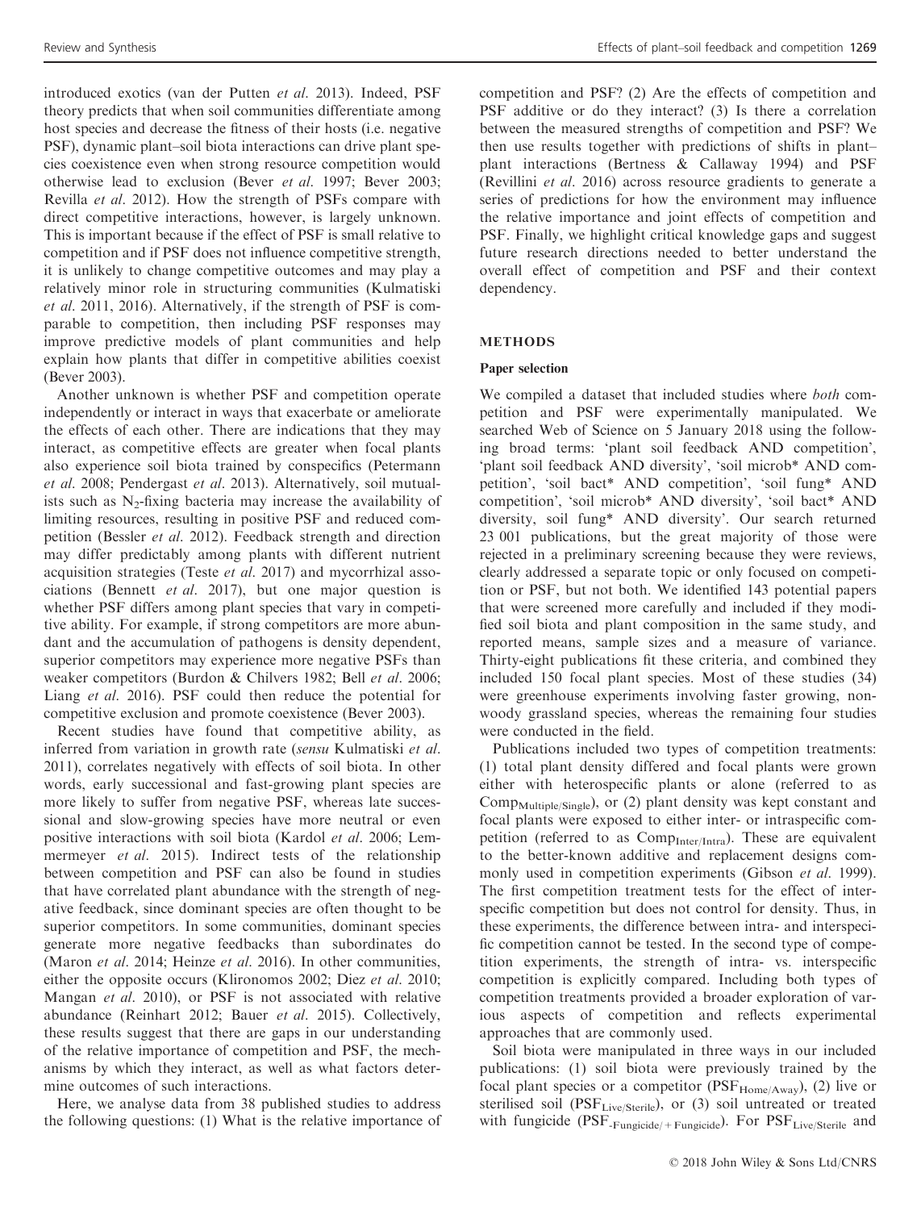introduced exotics (van der Putten *et al.* 2013). Indeed, PSF theory predicts that when soil communities differentiate among host species and decrease the fitness of their hosts (i.e. negative PSF), dynamic plant–soil biota interactions can drive plant species coexistence even when strong resource competition would otherwise lead to exclusion (Bever *et al.* 1997; Bever 2003; Revilla *et al.* 2012). How the strength of PSFs compare with direct competitive interactions, however, is largely unknown. This is important because if the effect of PSF is small relative to competition and if PSF does not influence competitive strength, it is unlikely to change competitive outcomes and may play a relatively minor role in structuring communities (Kulmatiski *et al.* 2011, 2016). Alternatively, if the strength of PSF is comparable to competition, then including PSF responses may improve predictive models of plant communities and help explain how plants that differ in competitive abilities coexist (Bever 2003).

Another unknown is whether PSF and competition operate independently or interact in ways that exacerbate or ameliorate the effects of each other. There are indications that they may interact, as competitive effects are greater when focal plants also experience soil biota trained by conspecifics (Petermann *et al.* 2008; Pendergast *et al.* 2013). Alternatively, soil mutualists such as $N_2$-fixing bacteria may increase the availability of limiting resources, resulting in positive PSF and reduced competition (Bessler *et al.* 2012). Feedback strength and direction may differ predictably among plants with different nutrient acquisition strategies (Teste *et al.* 2017) and mycorrhizal associations (Bennett *et al.* 2017), but one major question is whether PSF differs among plant species that vary in competitive ability. For example, if strong competitors are more abundant and the accumulation of pathogens is density dependent, superior competitors may experience more negative PSFs than weaker competitors (Burdon & Chilvers 1982; Bell *et al.* 2006; Liang *et al.* 2016). PSF could then reduce the potential for competitive exclusion and promote coexistence (Bever 2003).

Recent studies have found that competitive ability, as inferred from variation in growth rate (*sensu* Kulmatiski *et al.* 2011), correlates negatively with effects of soil biota. In other words, early successional and fast-growing plant species are more likely to suffer from negative PSF, whereas late successional and slow-growing species have more neutral or even positive interactions with soil biota (Kardol *et al.* 2006; Lemmermeyer *et al.* 2015). Indirect tests of the relationship between competition and PSF can also be found in studies that have correlated plant abundance with the strength of negative feedback, since dominant species are often thought to be superior competitors. In some communities, dominant species generate more negative feedbacks than subordinates do (Maron *et al.* 2014; Heinze *et al.* 2016). In other communities, either the opposite occurs (Klironomos 2002; Diez *et al.* 2010; Mangan *et al.* 2010), or PSF is not associated with relative abundance (Reinhart 2012; Bauer *et al.* 2015). Collectively, these results suggest that there are gaps in our understanding of the relative importance of competition and PSF, the mechanisms by which they interact, as well as what factors determine outcomes of such interactions.

Here, we analyse data from 38 published studies to address the following questions: (1) What is the relative importance of competition and PSF? (2) Are the effects of competition and PSF additive or do they interact? (3) Is there a correlation between the measured strengths of competition and PSF? We then use results together with predictions of shifts in plant–plant interactions (Bertness & Callaway 1994) and PSF (Revillini *et al.* 2016) across resource gradients to generate a series of predictions for how the environment may influence the relative importance and joint effects of competition and PSF. Finally, we highlight critical knowledge gaps and suggest future research directions needed to better understand the overall effect of competition and PSF and their context dependency.

## METHODS

### Paper selection

We compiled a dataset that included studies where *both* competition and PSF were experimentally manipulated. We searched Web of Science on 5 January 2018 using the following broad terms: 'plant soil feedback AND competition', 'plant soil feedback AND diversity', 'soil microb* AND competition', 'soil bact* AND competition', 'soil fung* AND competition', 'soil microb* AND diversity', 'soil bact* AND diversity, soil fung* AND diversity'. Our search returned 23 001 publications, but the great majority of those were rejected in a preliminary screening because they were reviews, clearly addressed a separate topic or only focused on competition or PSF, but not both. We identified 143 potential papers that were screened more carefully and included if they modified soil biota and plant composition in the same study, and reported means, sample sizes and a measure of variance. Thirty-eight publications fit these criteria, and combined they included 150 focal plant species. Most of these studies (34) were greenhouse experiments involving faster growing, non-woody grassland species, whereas the remaining four studies were conducted in the field.

Publications included two types of competition treatments: (1) total plant density differed and focal plants were grown either with heterospecific plants or alone (referred to as $\text{Comp}_{\text{Multiple/Single}}$), or (2) plant density was kept constant and focal plants were exposed to either inter- or intraspecific competition (referred to as $\text{Comp}_{\text{Inter/Intra}}$). These are equivalent to the better-known additive and replacement designs commonly used in competition experiments (Gibson *et al.* 1999). The first competition treatment tests for the effect of interspecific competition but does not control for density. Thus, in these experiments, the difference between intra- and interspecific competition cannot be tested. In the second type of competition experiments, the strength of intra- vs. interspecific competition is explicitly compared. Including both types of competition treatments provided a broader exploration of various aspects of competition and reflects experimental approaches that are commonly used.

Soil biota were manipulated in three ways in our included publications: (1) soil biota were previously trained by the focal plant species or a competitor ($\text{PSF}_{\text{Home/Away}}$), (2) live or sterilised soil ($\text{PSF}_{\text{Live/Sterile}}$), or (3) soil untreated or treated with fungicide ($\text{PSF}_{\text{-Fungicide/+Fungicide}}$). For $\text{PSF}_{\text{Live/Sterile}}$ and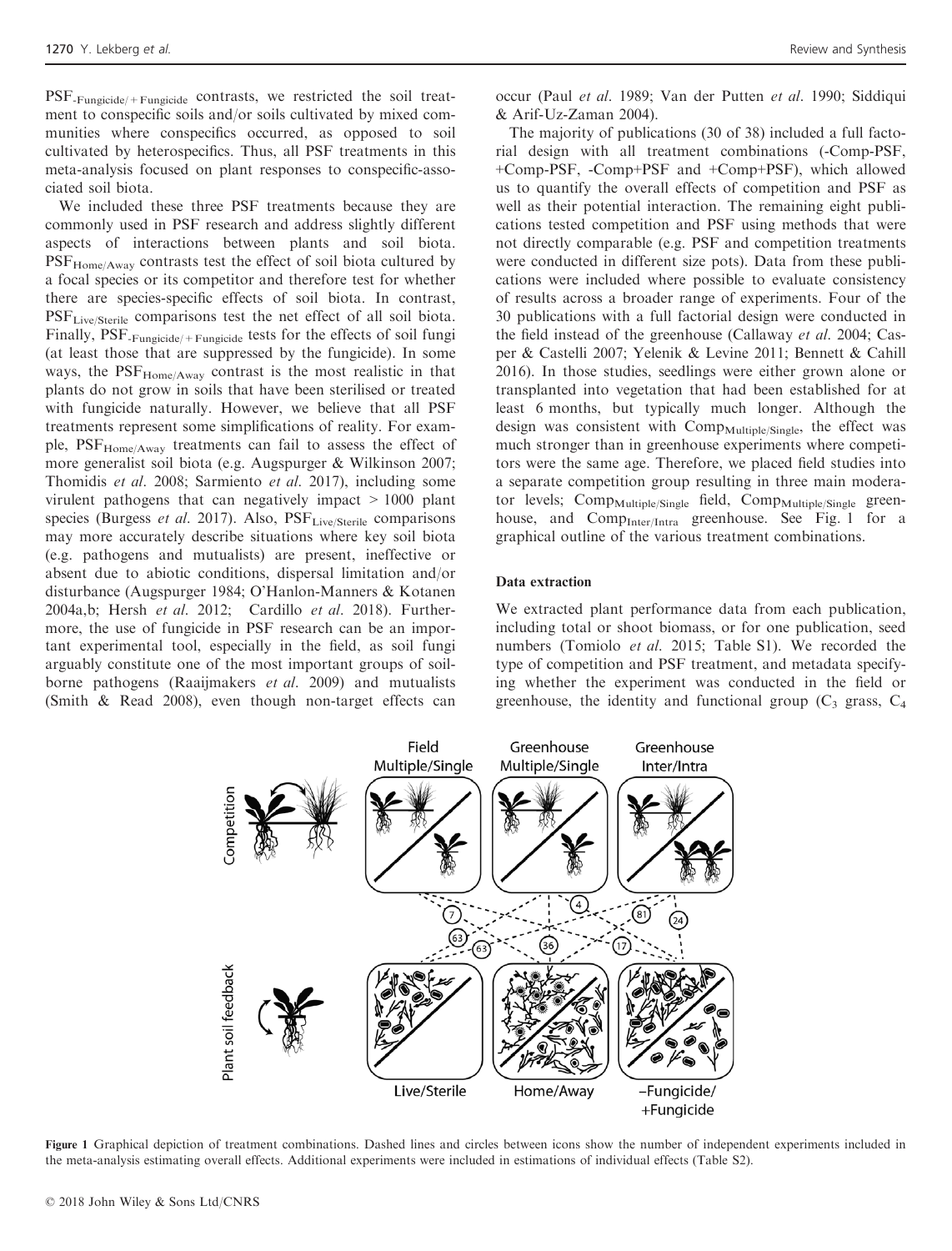$PSF_{\text{-Fungicide/+Fungicide}}$ contrasts, we restricted the soil treatment to conspecific soils and/or soils cultivated by mixed communities where conspecifics occurred, as opposed to soil cultivated by heterospecifics. Thus, all PSF treatments in this meta-analysis focused on plant responses to conspecific-associated soil biota.

We included these three PSF treatments because they are commonly used in PSF research and address slightly different aspects of interactions between plants and soil biota. $PSF_{\text{Home/Away}}$ contrasts test the effect of soil biota cultured by a focal species or its competitor and therefore test for whether there are species-specific effects of soil biota. In contrast, $PSF_{\text{Live/Sterile}}$ comparisons test the net effect of all soil biota. Finally, $PSF_{\text{-Fungicide/+Fungicide}}$ tests for the effects of soil fungi (at least those that are suppressed by the fungicide). In some ways, the $PSF_{\text{Home/Away}}$ contrast is the most realistic in that plants do not grow in soils that have been sterilised or treated with fungicide naturally. However, we believe that all PSF treatments represent some simplifications of reality. For example, $PSF_{\text{Home/Away}}$ treatments can fail to assess the effect of more generalist soil biota (e.g. Augspurger & Wilkinson 2007; Thomidis *et al.* 2008; Sarmiento *et al.* 2017), including some virulent pathogens that can negatively impact > 1000 plant species (Burgess *et al.* 2017). Also, $PSF_{\text{Live/Sterile}}$ comparisons may more accurately describe situations where key soil biota (e.g. pathogens and mutualists) are present, ineffective or absent due to abiotic conditions, dispersal limitation and/or disturbance (Augspurger 1984; O'Hanlon-Manners & Kotanen 2004a,b; Hersh *et al.* 2012; Cardillo *et al.* 2018). Furthermore, the use of fungicide in PSF research can be an important experimental tool, especially in the field, as soil fungi arguably constitute one of the most important groups of soil-borne pathogens (Raaijmakers *et al.* 2009) and mutualists (Smith & Read 2008), even though non-target effects can occur (Paul *et al.* 1989; Van der Putten *et al.* 1990; Siddiqui & Arif-Uz-Zaman 2004).

The majority of publications (30 of 38) included a full factorial design with all treatment combinations (-Comp-PSF, +Comp-PSF, -Comp+PSF and +Comp+PSF), which allowed us to quantify the overall effects of competition and PSF as well as their potential interaction. The remaining eight publications tested competition and PSF using methods that were not directly comparable (e.g. PSF and competition treatments were conducted in different size pots). Data from these publications were included where possible to evaluate consistency of results across a broader range of experiments. Four of the 30 publications with a full factorial design were conducted in the field instead of the greenhouse (Callaway *et al.* 2004; Casper & Castelli 2007; Yelenik & Levine 2011; Bennett & Cahill 2016). In those studies, seedlings were either grown alone or transplanted into vegetation that had been established for at least 6 months, but typically much longer. Although the design was consistent with $Comp_{\text{Multiple/Single}}$, the effect was much stronger than in greenhouse experiments where competitors were the same age. Therefore, we placed field studies into a separate competition group resulting in three main moderator levels; $Comp_{\text{Multiple/Single}}$ field, $Comp_{\text{Multiple/Single}}$ greenhouse, and $Comp_{\text{Inter/Intra}}$ greenhouse. See Fig. 1 for a graphical outline of the various treatment combinations.

### Data extraction

We extracted plant performance data from each publication, including total or shoot biomass, or for one publication, seed numbers (Tomiolo *et al.* 2015; Table S1). We recorded the type of competition and PSF treatment, and metadata specifying whether the experiment was conducted in the field or greenhouse, the identity and functional group ($C_3$ grass, $C_4$

Figure 1 Graphical depiction of treatment combinations. Dashed lines and circles between icons show the number of independent experiments included in the meta-analysis estimating overall effects. Additional experiments were included in estimations of individual effects (Table S2).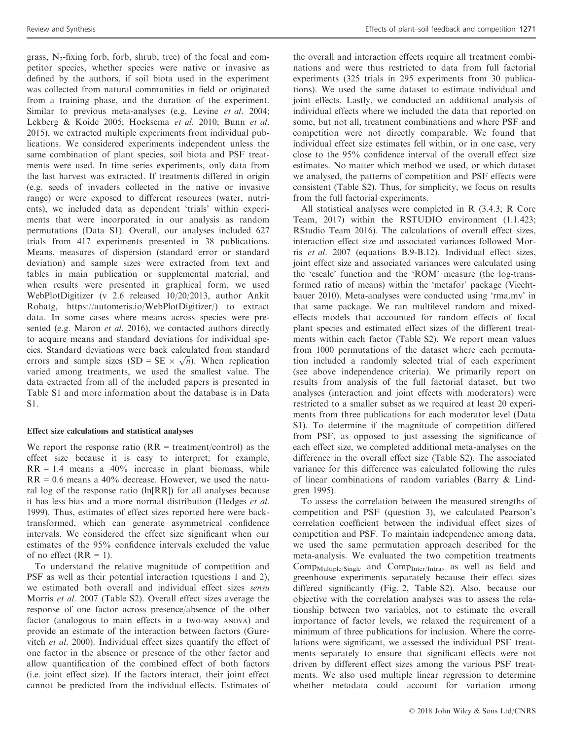grass, $N_2$-fixing forb, forb, shrub, tree) of the focal and competitor species, whether species were native or invasive as defined by the authors, if soil biota used in the experiment was collected from natural communities in field or originated from a training phase, and the duration of the experiment. Similar to previous meta-analyses (e.g. Levine *et al.* 2004; Lekberg & Koide 2005; Hoeksema *et al.* 2010; Bunn *et al.* 2015), we extracted multiple experiments from individual publications. We considered experiments independent unless the same combination of plant species, soil biota and PSF treatments were used. In time series experiments, only data from the last harvest was extracted. If treatments differed in origin (e.g. seeds of invaders collected in the native or invasive range) or were exposed to different resources (water, nutrients), we included data as dependent 'trials' within experiments that were incorporated in our analysis as random permutations (Data S1). Overall, our analyses included 627 trials from 417 experiments presented in 38 publications. Means, measures of dispersion (standard error or standard deviation) and sample sizes were extracted from text and tables in main publication or supplemental material, and when results were presented in graphical form, we used WebPlotDigitizer (v 2.6 released 10/20/2013, author Ankit Rohatg, https://automeris.io/WebPlotDigitizer/) to extract data. In some cases where means across species were presented (e.g. Maron *et al.* 2016), we contacted authors directly to acquire means and standard deviations for individual species. Standard deviations were back calculated from standard errors and sample sizes ($SD = SE \times \sqrt{n}$). When replication varied among treatments, we used the smallest value. The data extracted from all of the included papers is presented in Table S1 and more information about the database is in Data S1.

### Effect size calculations and statistical analyses

We report the response ratio (RR = treatment/control) as the effect size because it is easy to interpret; for example, RR = 1.4 means a 40% increase in plant biomass, while RR = 0.6 means a 40% decrease. However, we used the natural log of the response ratio (ln[RR]) for all analyses because it has less bias and a more normal distribution (Hedges *et al.* 1999). Thus, estimates of effect sizes reported here were back-transformed, which can generate asymmetrical confidence intervals. We considered the effect size significant when our estimates of the 95% confidence intervals excluded the value of no effect (RR = 1).

To understand the relative magnitude of competition and PSF as well as their potential interaction (questions 1 and 2), we estimated both overall and individual effect sizes *sensu* Morris *et al.* 2007 (Table S2). Overall effect sizes average the response of one factor across presence/absence of the other factor (analogous to main effects in a two-way ANOVA) and provide an estimate of the interaction between factors (Gurevitch *et al.* 2000). Individual effect sizes quantify the effect of one factor in the absence or presence of the other factor and allow quantification of the combined effect of both factors (i.e. joint effect size). If the factors interact, their joint effect cannot be predicted from the individual effects. Estimates of the overall and interaction effects require all treatment combinations and were thus restricted to data from full factorial experiments (325 trials in 295 experiments from 30 publications). We used the same dataset to estimate individual and joint effects. Lastly, we conducted an additional analysis of individual effects where we included the data that reported on some, but not all, treatment combinations and where PSF and competition were not directly comparable. We found that individual effect size estimates fell within, or in one case, very close to the 95% confidence interval of the overall effect size estimates. No matter which method we used, or which dataset we analysed, the patterns of competition and PSF effects were consistent (Table S2). Thus, for simplicity, we focus on results from the full factorial experiments.

All statistical analyses were completed in R (3.4.3; R Core Team, 2017) within the RSTUDIO environment (1.1.423; RStudio Team 2016). The calculations of overall effect sizes, interaction effect size and associated variances followed Morris *et al.* 2007 (equations B.9-B.12). Individual effect sizes, joint effect size and associated variances were calculated using the 'escalc' function and the 'ROM' measure (the log-transformed ratio of means) within the 'metafor' package (Viechtbauer 2010). Meta-analyses were conducted using 'rma.mv' in that same package. We ran multilevel random and mixed-effects models that accounted for random effects of focal plant species and estimated effect sizes of the different treatments within each factor (Table S2). We report mean values from 1000 permutations of the dataset where each permutation included a randomly selected trial of each experiment (see above independence criteria). We primarily report on results from analysis of the full factorial dataset, but two analyses (interaction and joint effects with moderators) were restricted to a smaller subset as we required at least 20 experiments from three publications for each moderator level (Data S1). To determine if the magnitude of competition differed from PSF, as opposed to just assessing the significance of each effect size, we completed additional meta-analyses on the difference in the overall effect size (Table S2). The associated variance for this difference was calculated following the rules of linear combinations of random variables (Barry & Lindgren 1995).

To assess the correlation between the measured strengths of competition and PSF (question 3), we calculated Pearson's correlation coefficient between the individual effect sizes of competition and PSF. To maintain independence among data, we used the same permutation approach described for the meta-analysis. We evaluated the two competition treatments $Comp_{Multiple/Single}$ and $Comp_{Inter/Intra}$, as well as field and greenhouse experiments separately because their effect sizes differed significantly (Fig. 2, Table S2). Also, because our objective with the correlation analyses was to assess the relationship between two variables, not to estimate the overall importance of factor levels, we relaxed the requirement of a minimum of three publications for inclusion. Where the correlations were significant, we assessed the individual PSF treatments separately to ensure that significant effects were not driven by different effect sizes among the various PSF treatments. We also used multiple linear regression to determine whether metadata could account for variation among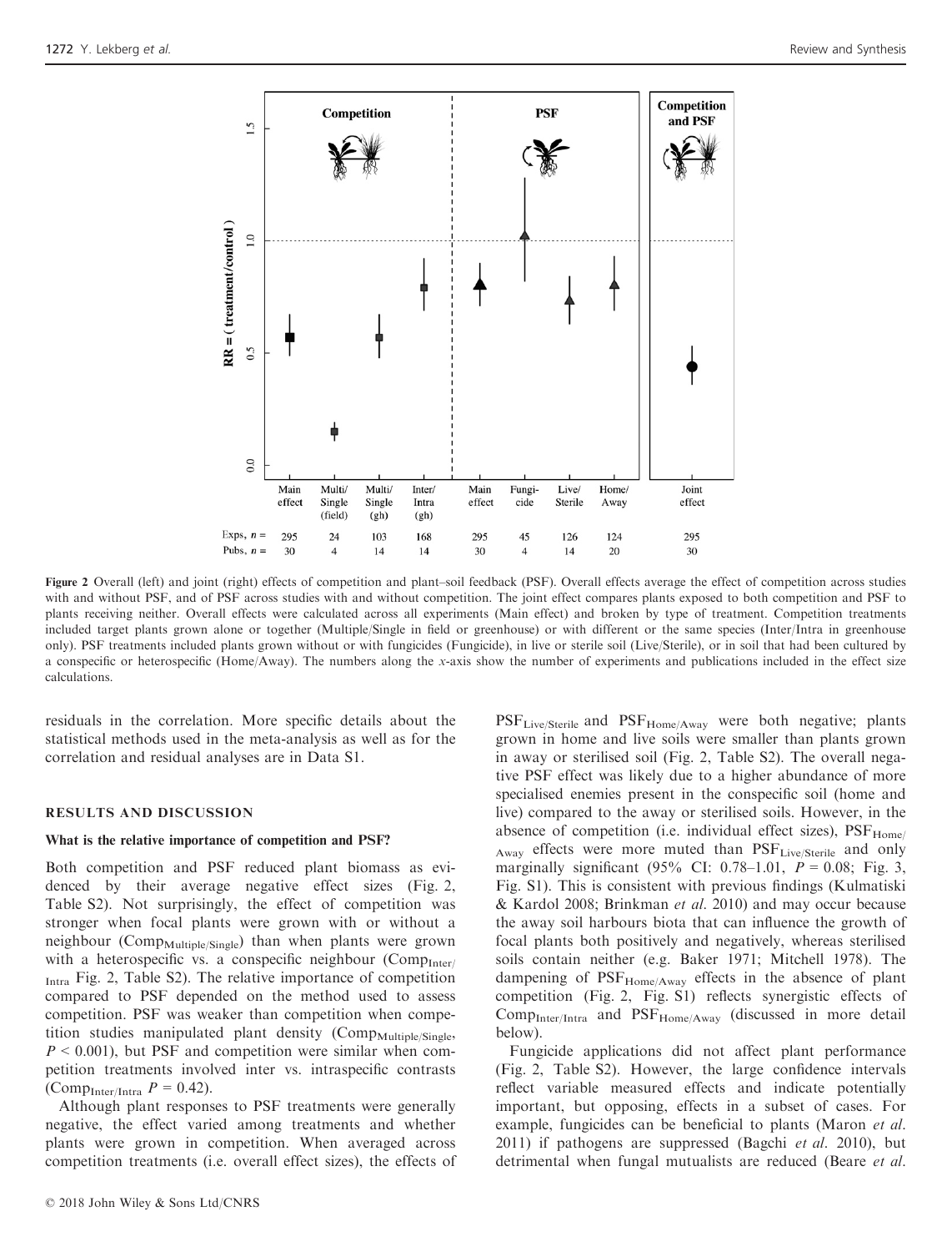Figure 2 Overall (left) and joint (right) effects of competition and plant–soil feedback (PSF). Overall effects average the effect of competition across studies with and without PSF, and of PSF across studies with and without competition. The joint effect compares plants exposed to both competition and PSF to plants receiving neither. Overall effects were calculated across all experiments (Main effect) and broken by type of treatment. Competition treatments included target plants grown alone or together (Multiple/Single in field or greenhouse) or with different or the same species (Inter/Intra in greenhouse only). PSF treatments included plants grown without or with fungicides (Fungicide), in live or sterile soil (Live/Sterile), or in soil that had been cultured by a conspecific or heterospecific (Home/Away). The numbers along the *x*-axis show the number of experiments and publications included in the effect size calculations.

residuals in the correlation. More specific details about the statistical methods used in the meta-analysis as well as for the correlation and residual analyses are in Data S1.

## RESULTS AND DISCUSSION

### What is the relative importance of competition and PSF?

Both competition and PSF reduced plant biomass as evidenced by their average negative effect sizes (Fig. 2, Table S2). Not surprisingly, the effect of competition was stronger when focal plants were grown with or without a neighbour ($Comp_{Multiple/Single}$) than when plants were grown with a heterospecific vs. a conspecific neighbour ($Comp_{Inter/Intra}$ Fig. 2, Table S2). The relative importance of competition compared to PSF depended on the method used to assess competition. PSF was weaker than competition when competition studies manipulated plant density ($Comp_{Multiple/Single}$, $P < 0.001$), but PSF and competition were similar when competition treatments involved inter vs. intraspecific contrasts ($Comp_{Inter/Intra}$ $P = 0.42$).

Although plant responses to PSF treatments were generally negative, the effect varied among treatments and whether plants were grown in competition. When averaged across competition treatments (i.e. overall effect sizes), the effects of $PSF_{Live/Sterile}$ and $PSF_{Home/Away}$ were both negative; plants grown in home and live soils were smaller than plants grown in away or sterilised soil (Fig. 2, Table S2). The overall negative PSF effect was likely due to a higher abundance of more specialised enemies present in the conspecific soil (home and live) compared to the away or sterilised soils. However, in the absence of competition (i.e. individual effect sizes), $PSF_{Home/Away}$ effects were more muted than $PSF_{Live/Sterile}$ and only marginally significant (95% CI: 0.78–1.01, $P = 0.08$; Fig. 3, Fig. S1). This is consistent with previous findings (Kulmatiski & Kardol 2008; Brinkman *et al.* 2010) and may occur because the away soil harbours biota that can influence the growth of focal plants both positively and negatively, whereas sterilised soils contain neither (e.g. Baker 1971; Mitchell 1978). The dampening of $PSF_{Home/Away}$ effects in the absence of plant competition (Fig. 2, Fig. S1) reflects synergistic effects of $Comp_{Inter/Intra}$ and $PSF_{Home/Away}$ (discussed in more detail below).

Fungicide applications did not affect plant performance (Fig. 2, Table S2). However, the large confidence intervals reflect variable measured effects and indicate potentially important, but opposing, effects in a subset of cases. For example, fungicides can be beneficial to plants (Maron *et al.* 2011) if pathogens are suppressed (Bagchi *et al.* 2010), but detrimental when fungal mutualists are reduced (Beare *et al.*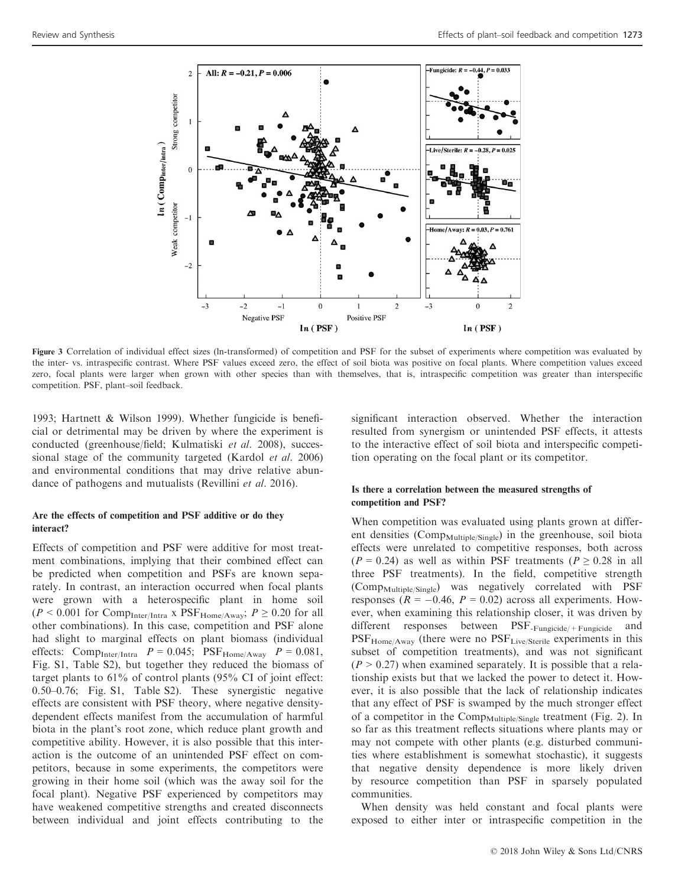**Figure 3** Correlation of individual effect sizes (ln-transformed) of competition and PSF for the subset of experiments where competition was evaluated by the inter- vs. intraspecific contrast. Where PSF values exceed zero, the effect of soil biota was positive on focal plants. Where competition values exceed zero, focal plants were larger when grown with other species than with themselves, that is, intraspecific competition was greater than interspecific competition. PSF, plant–soil feedback.

1993; Hartnett & Wilson 1999). Whether fungicide is beneficial or detrimental may be driven by where the experiment is conducted (greenhouse/field; Kulmatiski *et al.* 2008), successional stage of the community targeted (Kardol *et al.* 2006) and environmental conditions that may drive relative abundance of pathogens and mutualists (Revillini *et al.* 2016).

### Are the effects of competition and PSF additive or do they interact?

Effects of competition and PSF were additive for most treatment combinations, implying that their combined effect can be predicted when competition and PSFs are known separately. In contrast, an interaction occurred when focal plants were grown with a heterospecific plant in home soil ($P < 0.001$ for $\text{Comp}_{\text{Inter/Intra}} \times \text{PSF}_{\text{Home/Away}}$; $P \geq 0.20$ for all other combinations). In this case, competition and PSF alone had slight to marginal effects on plant biomass (individual effects: $\text{Comp}_{\text{Inter/Intra}}$ $P = 0.045$; $\text{PSF}_{\text{Home/Away}}$ $P = 0.081$, Fig. S1, Table S2), but together they reduced the biomass of target plants to 61% of control plants (95% CI of joint effect: 0.50–0.76; Fig. S1, Table S2). These synergistic negative effects are consistent with PSF theory, where negative density-dependent effects manifest from the accumulation of harmful biota in the plant's root zone, which reduce plant growth and competitive ability. However, it is also possible that this interaction is the outcome of an unintended PSF effect on competitors, because in some experiments, the competitors were growing in their home soil (which was the away soil for the focal plant). Negative PSF experienced by competitors may have weakened competitive strengths and created disconnects between individual and joint effects contributing to the significant interaction observed. Whether the interaction resulted from synergism or unintended PSF effects, it attests to the interactive effect of soil biota and interspecific competition operating on the focal plant or its competitor.

### Is there a correlation between the measured strengths of competition and PSF?

When competition was evaluated using plants grown at different densities ($\text{Comp}_{\text{Multiple/Single}}$) in the greenhouse, soil biota effects were unrelated to competitive responses, both across ($P = 0.24$) as well as within PSF treatments ($P \geq 0.28$ in all three PSF treatments). In the field, competitive strength ($\text{Comp}_{\text{Multiple/Single}}$) was negatively correlated with PSF responses ($R = -0.46$, $P = 0.02$) across all experiments. However, when examining this relationship closer, it was driven by different responses between $\text{PSF}_{\text{-Fungicide/+Fungicide}}$ and $\text{PSF}_{\text{Home/Away}}$ (there were no $\text{PSF}_{\text{Live/Sterile}}$ experiments in this subset of competition treatments), and was not significant ($P > 0.27$) when examined separately. It is possible that a relationship exists but that we lacked the power to detect it. However, it is also possible that the lack of relationship indicates that any effect of PSF is swamped by the much stronger effect of a competitor in the $\text{Comp}_{\text{Multiple/Single}}$ treatment (Fig. 2). In so far as this treatment reflects situations where plants may or may not compete with other plants (e.g. disturbed communities where establishment is somewhat stochastic), it suggests that negative density dependence is more likely driven by resource competition than PSF in sparsely populated communities.

When density was held constant and focal plants were exposed to either inter or intraspecific competition in the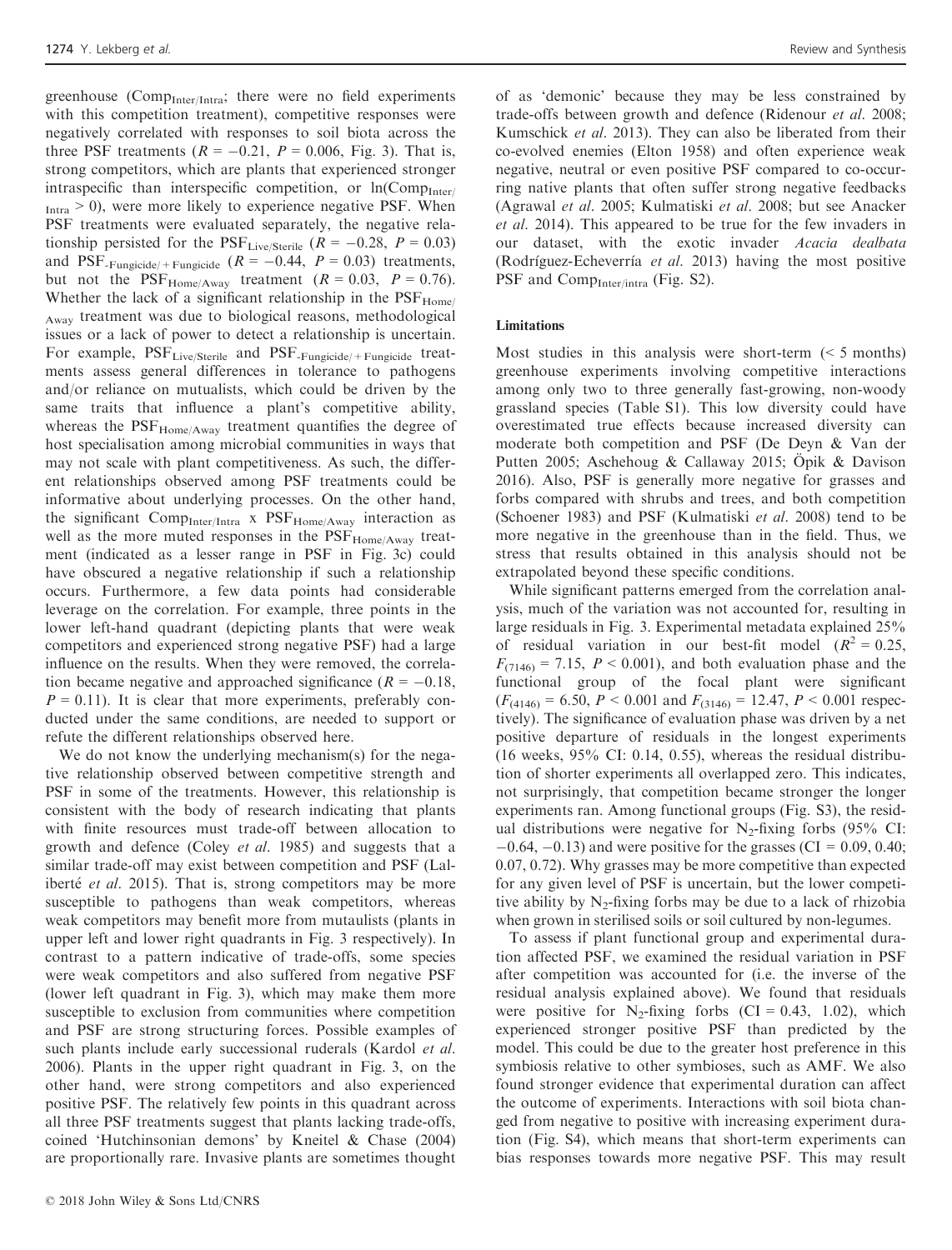greenhouse ($Comp_{Inter/Intra}$; there were no field experiments with this competition treatment), competitive responses were negatively correlated with responses to soil biota across the three PSF treatments ($R = -0.21$, $P = 0.006$, Fig. 3). That is, strong competitors, which are plants that experienced stronger intraspecific than interspecific competition, or $\ln(Comp_{Inter/Intra} > 0)$, were more likely to experience negative PSF. When PSF treatments were evaluated separately, the negative relationship persisted for the $PSF_{Live/Sterile}$ ($R = -0.28$, $P = 0.03$) and $PSF_{-Fungicide/+Fungicide}$ ($R = -0.44$, $P = 0.03$) treatments, but not the $PSF_{Home/Away}$ treatment ($R = 0.03$, $P = 0.76$). Whether the lack of a significant relationship in the $PSF_{Home/Away}$ treatment was due to biological reasons, methodological issues or a lack of power to detect a relationship is uncertain. For example, $PSF_{Live/Sterile}$ and $PSF_{-Fungicide/+Fungicide}$ treatments assess general differences in tolerance to pathogens and/or reliance on mutualists, which could be driven by the same traits that influence a plant's competitive ability, whereas the $PSF_{Home/Away}$ treatment quantifies the degree of host specialisation among microbial communities in ways that may not scale with plant competitiveness. As such, the different relationships observed among PSF treatments could be informative about underlying processes. On the other hand, the significant $Comp_{Inter/Intra}$ x $PSF_{Home/Away}$ interaction as well as the more muted responses in the $PSF_{Home/Away}$ treatment (indicated as a lesser range in PSF in Fig. 3c) could have obscured a negative relationship if such a relationship occurs. Furthermore, a few data points had considerable leverage on the correlation. For example, three points in the lower left-hand quadrant (depicting plants that were weak competitors and experienced strong negative PSF) had a large influence on the results. When they were removed, the correlation became negative and approached significance ($R = -0.18$, $P = 0.11$). It is clear that more experiments, preferably conducted under the same conditions, are needed to support or refute the different relationships observed here.

We do not know the underlying mechanism(s) for the negative relationship observed between competitive strength and PSF in some of the treatments. However, this relationship is consistent with the body of research indicating that plants with finite resources must trade-off between allocation to growth and defence (Coley *et al.* 1985) and suggests that a similar trade-off may exist between competition and PSF (Laliberté *et al.* 2015). That is, strong competitors may be more susceptible to pathogens than weak competitors, whereas weak competitors may benefit more from mutualists (plants in upper left and lower right quadrants in Fig. 3 respectively). In contrast to a pattern indicative of trade-offs, some species were weak competitors and also suffered from negative PSF (lower left quadrant in Fig. 3), which may make them more susceptible to exclusion from communities where competition and PSF are strong structuring forces. Possible examples of such plants include early successional ruderals (Kardol *et al.* 2006). Plants in the upper right quadrant in Fig. 3, on the other hand, were strong competitors and also experienced positive PSF. The relatively few points in this quadrant across all three PSF treatments suggest that plants lacking trade-offs, coined 'Hutchinsonian demons' by Kneitel & Chase (2004) are proportionally rare. Invasive plants are sometimes thought of as 'demonic' because they may be less constrained by trade-offs between growth and defence (Ridenour *et al.* 2008; Kumschick *et al.* 2013). They can also be liberated from their co-evolved enemies (Elton 1958) and often experience weak negative, neutral or even positive PSF compared to co-occurring native plants that often suffer strong negative feedbacks (Agrawal *et al.* 2005; Kulmatiski *et al.* 2008; but see Anacker *et al.* 2014). This appeared to be true for the few invaders in our dataset, with the exotic invader *Acacia dealbata* (Rodríguez-Echeverría *et al.* 2013) having the most positive PSF and $Comp_{Inter/intra}$ (Fig. S2).

### Limitations

Most studies in this analysis were short-term (< 5 months) greenhouse experiments involving competitive interactions among only two to three generally fast-growing, non-woody grassland species (Table S1). This low diversity could have overestimated true effects because increased diversity can moderate both competition and PSF (De Deyn & Van der Putten 2005; Aschehoug & Callaway 2015; Öpik & Davison 2016). Also, PSF is generally more negative for grasses and forbs compared with shrubs and trees, and both competition (Schoener 1983) and PSF (Kulmatiski *et al.* 2008) tend to be more negative in the greenhouse than in the field. Thus, we stress that results obtained in this analysis should not be extrapolated beyond these specific conditions.

While significant patterns emerged from the correlation analysis, much of the variation was not accounted for, resulting in large residuals in Fig. 3. Experimental metadata explained 25% of residual variation in our best-fit model ($R^2 = 0.25$, $F_{(7146)} = 7.15$, $P < 0.001$), and both evaluation phase and the functional group of the focal plant were significant ($F_{(4146)} = 6.50$, $P < 0.001$ and $F_{(3146)} = 12.47$, $P < 0.001$ respectively). The significance of evaluation phase was driven by a net positive departure of residuals in the longest experiments (16 weeks, 95% CI: 0.14, 0.55), whereas the residual distribution of shorter experiments all overlapped zero. This indicates, not surprisingly, that competition became stronger the longer experiments ran. Among functional groups (Fig. S3), the residual distributions were negative for $N_2$-fixing forbs (95% CI: $-0.64$, $-0.13$) and were positive for the grasses (CI = 0.09, 0.40; 0.07, 0.72). Why grasses may be more competitive than expected for any given level of PSF is uncertain, but the lower competitive ability by $N_2$-fixing forbs may be due to a lack of rhizobia when grown in sterilised soils or soil cultured by non-legumes.

To assess if plant functional group and experimental duration affected PSF, we examined the residual variation in PSF after competition was accounted for (i.e. the inverse of the residual analysis explained above). We found that residuals were positive for $N_2$-fixing forbs (CI = 0.43, 1.02), which experienced stronger positive PSF than predicted by the model. This could be due to the greater host preference in this symbiosis relative to other symbioses, such as AMF. We also found stronger evidence that experimental duration can affect the outcome of experiments. Interactions with soil biota changed from negative to positive with increasing experiment duration (Fig. S4), which means that short-term experiments can bias responses towards more negative PSF. This may result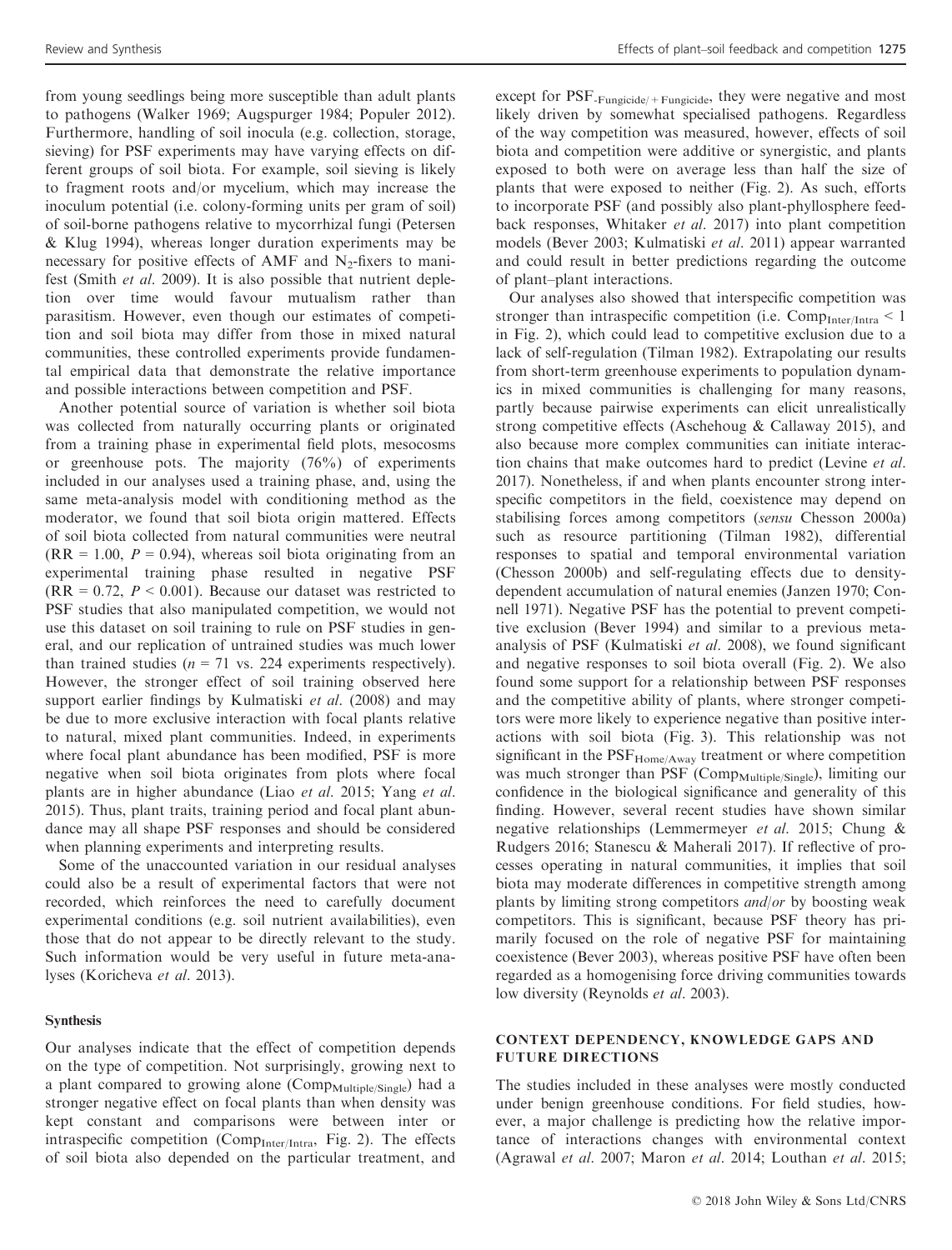from young seedlings being more susceptible than adult plants to pathogens (Walker 1969; Augspurger 1984; Populer 2012). Furthermore, handling of soil inocula (e.g. collection, storage, sieving) for PSF experiments may have varying effects on different groups of soil biota. For example, soil sieving is likely to fragment roots and/or mycelium, which may increase the inoculum potential (i.e. colony-forming units per gram of soil) of soil-borne pathogens relative to mycorrhizal fungi (Petersen & Klug 1994), whereas longer duration experiments may be necessary for positive effects of AMF and $N_2$-fixers to manifest (Smith *et al.* 2009). It is also possible that nutrient depletion over time would favour mutualism rather than parasitism. However, even though our estimates of competition and soil biota may differ from those in mixed natural communities, these controlled experiments provide fundamental empirical data that demonstrate the relative importance and possible interactions between competition and PSF.

Another potential source of variation is whether soil biota was collected from naturally occurring plants or originated from a training phase in experimental field plots, mesocosms or greenhouse pots. The majority (76%) of experiments included in our analyses used a training phase, and, using the same meta-analysis model with conditioning method as the moderator, we found that soil biota origin mattered. Effects of soil biota collected from natural communities were neutral (RR = 1.00, $P = 0.94$), whereas soil biota originating from an experimental training phase resulted in negative PSF (RR = 0.72, $P < 0.001$). Because our dataset was restricted to PSF studies that also manipulated competition, we would not use this dataset on soil training to rule on PSF studies in general, and our replication of untrained studies was much lower than trained studies ($n = 71$ vs. 224 experiments respectively). However, the stronger effect of soil training observed here support earlier findings by Kulmatiski *et al.* (2008) and may be due to more exclusive interaction with focal plants relative to natural, mixed plant communities. Indeed, in experiments where focal plant abundance has been modified, PSF is more negative when soil biota originates from plots where focal plants are in higher abundance (Liao *et al.* 2015; Yang *et al.* 2015). Thus, plant traits, training period and focal plant abundance may all shape PSF responses and should be considered when planning experiments and interpreting results.

Some of the unaccounted variation in our residual analyses could also be a result of experimental factors that were not recorded, which reinforces the need to carefully document experimental conditions (e.g. soil nutrient availabilities), even those that do not appear to be directly relevant to the study. Such information would be very useful in future meta-analyses (Koricheva *et al.* 2013).

### Synthesis

Our analyses indicate that the effect of competition depends on the type of competition. Not surprisingly, growing next to a plant compared to growing alone ($Comp_{Multiple/Single}$) had a stronger negative effect on focal plants than when density was kept constant and comparisons were between inter or intraspecific competition ($Comp_{Inter/Intra}$, Fig. 2). The effects of soil biota also depended on the particular treatment, and except for $PSF_{-Fungicide/+Fungicide}$, they were negative and most likely driven by somewhat specialised pathogens. Regardless of the way competition was measured, however, effects of soil biota and competition were additive or synergistic, and plants exposed to both were on average less than half the size of plants that were exposed to neither (Fig. 2). As such, efforts to incorporate PSF (and possibly also plant-phyllosphere feedback responses, Whitaker *et al.* 2017) into plant competition models (Bever 2003; Kulmatiski *et al.* 2011) appear warranted and could result in better predictions regarding the outcome of plant–plant interactions.

Our analyses also showed that interspecific competition was stronger than intraspecific competition (i.e. $Comp_{Inter/Intra} < 1$ in Fig. 2), which could lead to competitive exclusion due to a lack of self-regulation (Tilman 1982). Extrapolating our results from short-term greenhouse experiments to population dynamics in mixed communities is challenging for many reasons, partly because pairwise experiments can elicit unrealistically strong competitive effects (Aschehoug & Callaway 2015), and also because more complex communities can initiate interaction chains that make outcomes hard to predict (Levine *et al.* 2017). Nonetheless, if and when plants encounter strong interspecific competitors in the field, coexistence may depend on stabilising forces among competitors (*sensu* Chesson 2000a) such as resource partitioning (Tilman 1982), differential responses to spatial and temporal environmental variation (Chesson 2000b) and self-regulating effects due to density-dependent accumulation of natural enemies (Janzen 1970; Connell 1971). Negative PSF has the potential to prevent competitive exclusion (Bever 1994) and similar to a previous meta-analysis of PSF (Kulmatiski *et al.* 2008), we found significant and negative responses to soil biota overall (Fig. 2). We also found some support for a relationship between PSF responses and the competitive ability of plants, where stronger competitors were more likely to experience negative than positive interactions with soil biota (Fig. 3). This relationship was not significant in the $PSF_{Home/Away}$ treatment or where competition was much stronger than PSF ($Comp_{Multiple/Single}$), limiting our confidence in the biological significance and generality of this finding. However, several recent studies have shown similar negative relationships (Lemmermeyer *et al.* 2015; Chung & Rudgers 2016; Stanescu & Maherali 2017). If reflective of processes operating in natural communities, it implies that soil biota may moderate differences in competitive strength among plants by limiting strong competitors *and/or* by boosting weak competitors. This is significant, because PSF theory has primarily focused on the role of negative PSF for maintaining coexistence (Bever 2003), whereas positive PSF have often been regarded as a homogenising force driving communities towards low diversity (Reynolds *et al.* 2003).

## CONTEXT DEPENDENCY, KNOWLEDGE GAPS AND FUTURE DIRECTIONS

The studies included in these analyses were mostly conducted under benign greenhouse conditions. For field studies, however, a major challenge is predicting how the relative importance of interactions changes with environmental context (Agrawal *et al.* 2007; Maron *et al.* 2014; Louthan *et al.* 2015;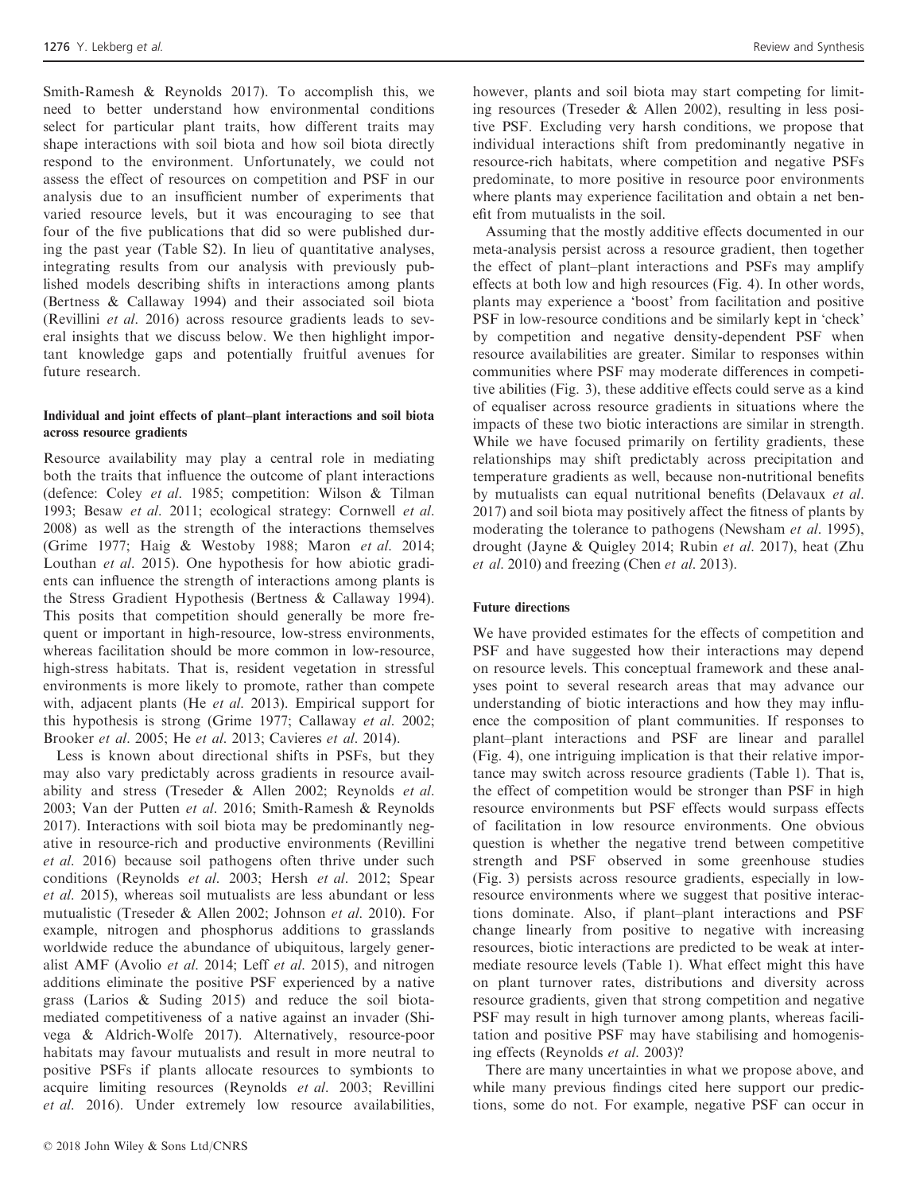Smith-Ramesh & Reynolds 2017). To accomplish this, we need to better understand how environmental conditions select for particular plant traits, how different traits may shape interactions with soil biota and how soil biota directly respond to the environment. Unfortunately, we could not assess the effect of resources on competition and PSF in our analysis due to an insufficient number of experiments that varied resource levels, but it was encouraging to see that four of the five publications that did so were published during the past year (Table S2). In lieu of quantitative analyses, integrating results from our analysis with previously published models describing shifts in interactions among plants (Bertness & Callaway 1994) and their associated soil biota (Revillini *et al*. 2016) across resource gradients leads to several insights that we discuss below. We then highlight important knowledge gaps and potentially fruitful avenues for future research.

#### Individual and joint effects of plant–plant interactions and soil biota across resource gradients

Resource availability may play a central role in mediating both the traits that influence the outcome of plant interactions (defence: Coley *et al*. 1985; competition: Wilson & Tilman 1993; Besaw *et al*. 2011; ecological strategy: Cornwell *et al*. 2008) as well as the strength of the interactions themselves (Grime 1977; Haig & Westoby 1988; Maron *et al*. 2014; Louthan *et al*. 2015). One hypothesis for how abiotic gradients can influence the strength of interactions among plants is the Stress Gradient Hypothesis (Bertness & Callaway 1994). This posits that competition should generally be more frequent or important in high-resource, low-stress environments, whereas facilitation should be more common in low-resource, high-stress habitats. That is, resident vegetation in stressful environments is more likely to promote, rather than compete with, adjacent plants (He *et al*. 2013). Empirical support for this hypothesis is strong (Grime 1977; Callaway *et al*. 2002; Brooker *et al*. 2005; He *et al*. 2013; Cavieres *et al*. 2014).

Less is known about directional shifts in PSFs, but they may also vary predictably across gradients in resource availability and stress (Treseder & Allen 2002; Reynolds *et al*. 2003; Van der Putten *et al*. 2016; Smith-Ramesh & Reynolds 2017). Interactions with soil biota may be predominantly negative in resource-rich and productive environments (Revillini *et al*. 2016) because soil pathogens often thrive under such conditions (Reynolds *et al*. 2003; Hersh *et al*. 2012; Spear *et al*. 2015), whereas soil mutualists are less abundant or less mutualistic (Treseder & Allen 2002; Johnson *et al*. 2010). For example, nitrogen and phosphorus additions to grasslands worldwide reduce the abundance of ubiquitous, largely generalist AMF (Avolio *et al*. 2014; Leff *et al*. 2015), and nitrogen additions eliminate the positive PSF experienced by a native grass (Larios & Suding 2015) and reduce the soil biota-mediated competitiveness of a native against an invader (Shivega & Aldrich-Wolfe 2017). Alternatively, resource-poor habitats may favour mutualists and result in more neutral to positive PSFs if plants allocate resources to symbionts to acquire limiting resources (Reynolds *et al*. 2003; Revillini *et al*. 2016). Under extremely low resource availabilities, however, plants and soil biota may start competing for limiting resources (Treseder & Allen 2002), resulting in less positive PSF. Excluding very harsh conditions, we propose that individual interactions shift from predominantly negative in resource-rich habitats, where competition and negative PSFs predominate, to more positive in resource poor environments where plants may experience facilitation and obtain a net benefit from mutualists in the soil.

Assuming that the mostly additive effects documented in our meta-analysis persist across a resource gradient, then together the effect of plant–plant interactions and PSFs may amplify effects at both low and high resources (Fig. 4). In other words, plants may experience a 'boost' from facilitation and positive PSF in low-resource conditions and be similarly kept in 'check' by competition and negative density-dependent PSF when resource availabilities are greater. Similar to responses within communities where PSF may moderate differences in competitive abilities (Fig. 3), these additive effects could serve as a kind of equaliser across resource gradients in situations where the impacts of these two biotic interactions are similar in strength. While we have focused primarily on fertility gradients, these relationships may shift predictably across precipitation and temperature gradients as well, because non-nutritional benefits by mutualists can equal nutritional benefits (Delavaux *et al*. 2017) and soil biota may positively affect the fitness of plants by moderating the tolerance to pathogens (Newsham *et al*. 1995), drought (Jayne & Quigley 2014; Rubin *et al*. 2017), heat (Zhu *et al*. 2010) and freezing (Chen *et al*. 2013).

#### Future directions

We have provided estimates for the effects of competition and PSF and have suggested how their interactions may depend on resource levels. This conceptual framework and these analyses point to several research areas that may advance our understanding of biotic interactions and how they may influence the composition of plant communities. If responses to plant–plant interactions and PSF are linear and parallel (Fig. 4), one intriguing implication is that their relative importance may switch across resource gradients (Table 1). That is, the effect of competition would be stronger than PSF in high resource environments but PSF effects would surpass effects of facilitation in low resource environments. One obvious question is whether the negative trend between competitive strength and PSF observed in some greenhouse studies (Fig. 3) persists across resource gradients, especially in low-resource environments where we suggest that positive interactions dominate. Also, if plant–plant interactions and PSF change linearly from positive to negative with increasing resources, biotic interactions are predicted to be weak at intermediate resource levels (Table 1). What effect might this have on plant turnover rates, distributions and diversity across resource gradients, given that strong competition and negative PSF may result in high turnover among plants, whereas facilitation and positive PSF may have stabilising and homogenising effects (Reynolds *et al*. 2003)?

There are many uncertainties in what we propose above, and while many previous findings cited here support our predictions, some do not. For example, negative PSF can occur in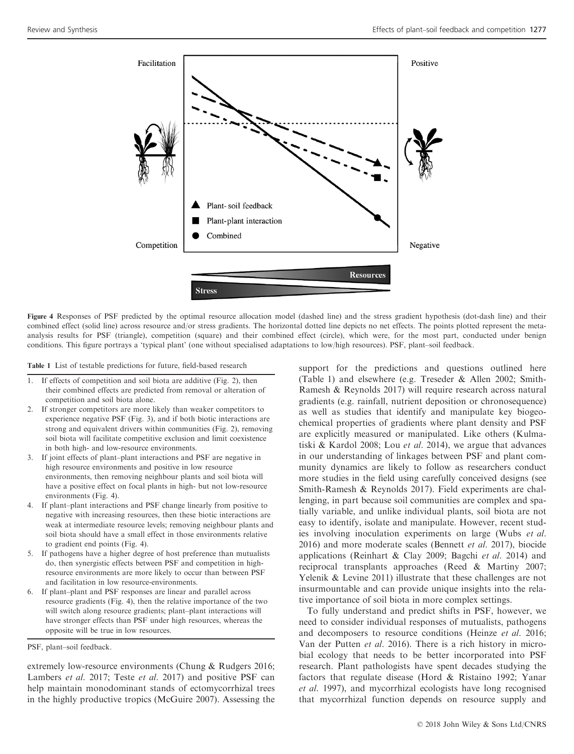Figure 4 Responses of PSF predicted by the optimal resource allocation model (dashed line) and the stress gradient hypothesis (dot-dash line) and their combined effect (solid line) across resource and/or stress gradients. The horizontal dotted line depicts no net effects. The points plotted represent the meta-analysis results for PSF (triangle), competition (square) and their combined effect (circle), which were, for the most part, conducted under benign conditions. This figure portrays a 'typical plant' (one without specialised adaptations to low/high resources). PSF, plant–soil feedback.

Table 1 List of testable predictions for future, field-based research

1. If effects of competition and soil biota are additive (Fig. 2), then their combined effects are predicted from removal or alteration of competition and soil biota alone.
2. If stronger competitors are more likely than weaker competitors to experience negative PSF (Fig. 3), and if both biotic interactions are strong and equivalent drivers within communities (Fig. 2), removing soil biota will facilitate competitive exclusion and limit coexistence in both high- and low-resource environments.
3. If joint effects of plant–plant interactions and PSF are negative in high resource environments and positive in low resource environments, then removing neighbour plants and soil biota will have a positive effect on focal plants in high- but not low-resource environments (Fig. 4).
4. If plant–plant interactions and PSF change linearly from positive to negative with increasing resources, then these biotic interactions are weak at intermediate resource levels; removing neighbour plants and soil biota should have a small effect in those environments relative to gradient end points (Fig. 4).
5. If pathogens have a higher degree of host preference than mutualists do, then synergistic effects between PSF and competition in high-resource environments are more likely to occur than between PSF and facilitation in low resource-environments.
6. If plant–plant and PSF responses are linear and parallel across resource gradients (Fig. 4), then the relative importance of the two will switch along resource gradients; plant–plant interactions will have stronger effects than PSF under high resources, whereas the opposite will be true in low resources.

PSF, plant–soil feedback.

extremely low-resource environments (Chung & Rudgers 2016; Lambers *et al.* 2017; Teste *et al.* 2017) and positive PSF can help maintain monodominant stands of ectomycorrhizal trees in the highly productive tropics (McGuire 2007). Assessing the support for the predictions and questions outlined here (Table 1) and elsewhere (e.g. Treseder & Allen 2002; Smith-Ramesh & Reynolds 2017) will require research across natural gradients (e.g. rainfall, nutrient deposition or chronosequence) as well as studies that identify and manipulate key biogeochemical properties of gradients where plant density and PSF are explicitly measured or manipulated. Like others (Kulmatiski & Kardol 2008; Lou *et al.* 2014), we argue that advances in our understanding of linkages between PSF and plant community dynamics are likely to follow as researchers conduct more studies in the field using carefully conceived designs (see Smith-Ramesh & Reynolds 2017). Field experiments are challenging, in part because soil communities are complex and spatially variable, and unlike individual plants, soil biota are not easy to identify, isolate and manipulate. However, recent studies involving inoculation experiments on large (Wubs *et al.* 2016) and more moderate scales (Bennett *et al.* 2017), biocide applications (Reinhart & Clay 2009; Bagchi *et al.* 2014) and reciprocal transplants approaches (Reed & Martiny 2007; Yelenik & Levine 2011) illustrate that these challenges are not insurmountable and can provide unique insights into the relative importance of soil biota in more complex settings.

To fully understand and predict shifts in PSF, however, we need to consider individual responses of mutualists, pathogens and decomposers to resource conditions (Heinze *et al.* 2016; Van der Putten *et al.* 2016). There is a rich history in microbial ecology that needs to be better incorporated into PSF research. Plant pathologists have spent decades studying the factors that regulate disease (Hord & Ristaino 1992; Yanar *et al.* 1997), and mycorrhizal ecologists have long recognised that mycorrhizal function depends on resource supply and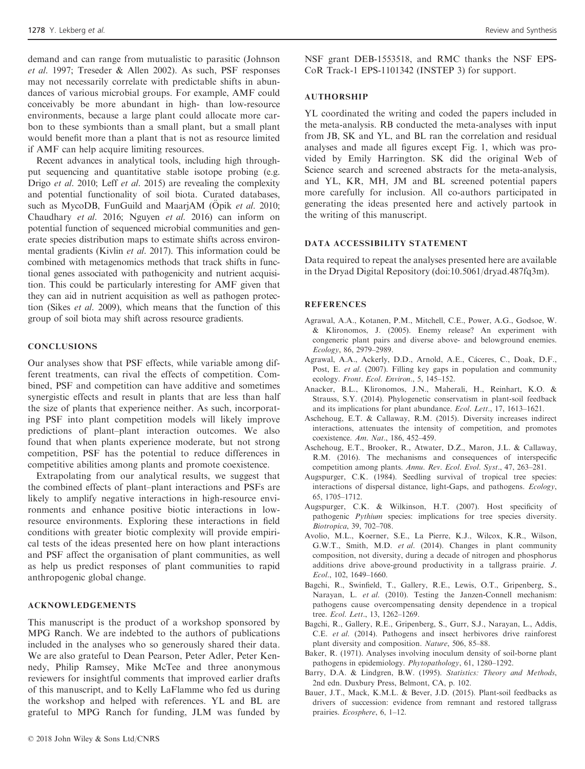demand and can range from mutualistic to parasitic (Johnson *et al.* 1997; Treseder & Allen 2002). As such, PSF responses may not necessarily correlate with predictable shifts in abundances of various microbial groups. For example, AMF could conceivably be more abundant in high- than low-resource environments, because a large plant could allocate more carbon to these symbionts than a small plant, but a small plant would benefit more than a plant that is not as resource limited if AMF can help acquire limiting resources.

Recent advances in analytical tools, including high throughput sequencing and quantitative stable isotope probing (e.g. Drigo *et al.* 2010; Leff *et al.* 2015) are revealing the complexity and potential functionality of soil biota. Curated databases, such as MycoDB, FunGuild and MaarjAM (Öpik *et al.* 2010; Chaudhary *et al.* 2016; Nguyen *et al.* 2016) can inform on potential function of sequenced microbial communities and generate species distribution maps to estimate shifts across environmental gradients (Kivlin *et al.* 2017). This information could be combined with metagenomics methods that track shifts in functional genes associated with pathogenicity and nutrient acquisition. This could be particularly interesting for AMF given that they can aid in nutrient acquisition as well as pathogen protection (Sikes *et al.* 2009), which means that the function of this group of soil biota may shift across resource gradients.

## CONCLUSIONS

Our analyses show that PSF effects, while variable among different treatments, can rival the effects of competition. Combined, PSF and competition can have additive and sometimes synergistic effects and result in plants that are less than half the size of plants that experience neither. As such, incorporating PSF into plant competition models will likely improve predictions of plant–plant interaction outcomes. We also found that when plants experience moderate, but not strong competition, PSF has the potential to reduce differences in competitive abilities among plants and promote coexistence.

Extrapolating from our analytical results, we suggest that the combined effects of plant–plant interactions and PSFs are likely to amplify negative interactions in high-resource environments and enhance positive biotic interactions in low-resource environments. Exploring these interactions in field conditions with greater biotic complexity will provide empirical tests of the ideas presented here on how plant interactions and PSF affect the organisation of plant communities, as well as help us predict responses of plant communities to rapid anthropogenic global change.

## ACKNOWLEDGEMENTS

This manuscript is the product of a workshop sponsored by MPG Ranch. We are indebted to the authors of publications included in the analyses who so generously shared their data. We are also grateful to Dean Pearson, Peter Adler, Peter Kennedy, Philip Ramsey, Mike McTee and three anonymous reviewers for insightful comments that improved earlier drafts of this manuscript, and to Kelly LaFlamme who fed us during the workshop and helped with references. YL and BL are grateful to MPG Ranch for funding, JLM was funded by NSF grant DEB-1553518, and RMC thanks the NSF EPS-CoR Track-1 EPS-1101342 (INSTEP 3) for support.

## AUTHORSHIP

YL coordinated the writing and coded the papers included in the meta-analysis. RB conducted the meta-analyses with input from JB, SK and YL, and BL ran the correlation and residual analyses and made all figures except Fig. 1, which was provided by Emily Harrington. SK did the original Web of Science search and screened abstracts for the meta-analysis, and YL, KR, MH, JM and BL screened potential papers more carefully for inclusion. All co-authors participated in generating the ideas presented here and actively partook in the writing of this manuscript.

## DATA ACCESSIBILITY STATEMENT

Data required to repeat the analyses presented here are available in the Dryad Digital Repository (doi:10.5061/dryad.487fq3m).

## REFERENCES

Agrawal, A.A., Kotanen, P.M., Mitchell, C.E., Power, A.G., Godsoe, W. & Klironomos, J. (2005). Enemy release? An experiment with congeneric plant pairs and diverse above- and belowground enemies. *Ecology*, 86, 2979–2989.

Agrawal, A.A., Ackerly, D.D., Arnold, A.E., Cáceres, C., Doak, D.F., Post, E. *et al.* (2007). Filling key gaps in population and community ecology. *Front. Ecol. Environ.*, 5, 145–152.

Anacker, B.L., Klironomos, J.N., Maherali, H., Reinhart, K.O. & Strauss, S.Y. (2014). Phylogenetic conservatism in plant-soil feedback and its implications for plant abundance. *Ecol. Lett.*, 17, 1613–1621.

Aschehoug, E.T. & Callaway, R.M. (2015). Diversity increases indirect interactions, attenuates the intensity of competition, and promotes coexistence. *Am. Nat.*, 186, 452–459.

Aschehoug, E.T., Brooker, R., Atwater, D.Z., Maron, J.L. & Callaway, R.M. (2016). The mechanisms and consequences of interspecific competition among plants. *Annu. Rev. Ecol. Evol. Syst.*, 47, 263–281.

Augspurger, C.K. (1984). Seedling survival of tropical tree species: interactions of dispersal distance, light-Gaps, and pathogens. *Ecology*, 65, 1705–1712.

Augspurger, C.K. & Wilkinson, H.T. (2007). Host specificity of pathogenic *Pythium* species: implications for tree species diversity. *Biotropica*, 39, 702–708.

Avolio, M.L., Koerner, S.E., La Pierre, K.J., Wilcox, K.R., Wilson, G.W.T., Smith, M.D. *et al.* (2014). Changes in plant community composition, not diversity, during a decade of nitrogen and phosphorus additions drive above-ground productivity in a tallgrass prairie. *J. Ecol.*, 102, 1649–1660.

Bagchi, R., Swinfield, T., Gallery, R.E., Lewis, O.T., Gripenberg, S., Narayan, L. *et al.* (2010). Testing the Janzen-Connell mechanism: pathogens cause overcompensating density dependence in a tropical tree. *Ecol. Lett.*, 13, 1262–1269.

Bagchi, R., Gallery, R.E., Gripenberg, S., Gurr, S.J., Narayan, L., Addis, C.E. *et al.* (2014). Pathogens and insect herbivores drive rainforest plant diversity and composition. *Nature*, 506, 85–88.

Baker, R. (1971). Analyses involving inoculum density of soil-borne plant pathogens in epidemiology. *Phytopathology*, 61, 1280–1292.

Barry, D.A. & Lindgren, B.W. (1995). *Statistics: Theory and Methods*, 2nd edn. Duxbury Press, Belmont, CA, p. 102.

Bauer, J.T., Mack, K.M.L. & Bever, J.D. (2015). Plant-soil feedbacks as drivers of succession: evidence from remnant and restored tallgrass prairies. *Ecosphere*, 6, 1–12.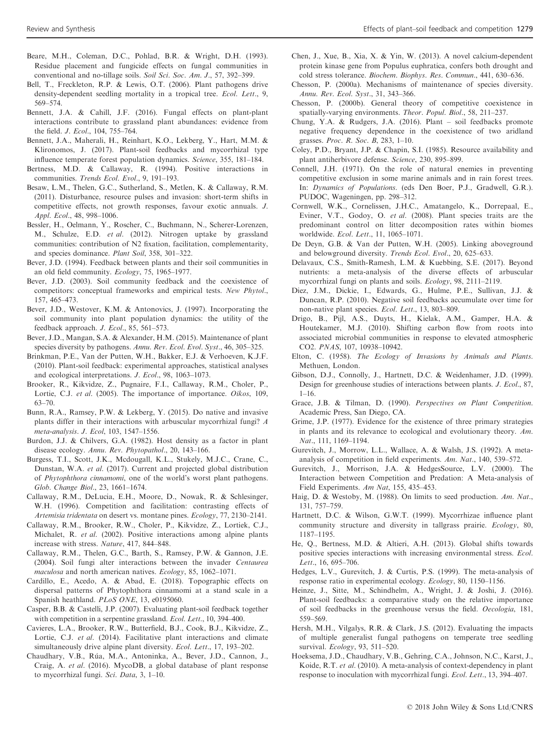Beare, M.H., Coleman, D.C., Pohlad, B.R. & Wright, D.H. (1993). Residue placement and fungicide effects on fungal communities in conventional and no-tillage soils. *Soil Sci. Soc. Am. J.*, 57, 392–399.

Bell, T., Freckleton, R.P. & Lewis, O.T. (2006). Plant pathogens drive density-dependent seedling mortality in a tropical tree. *Ecol. Lett.*, 9, 569–574.

Bennett, J.A. & Cahill, J.F. (2016). Fungal effects on plant-plant interactions contribute to grassland plant abundances: evidence from the field. *J. Ecol.*, 104, 755–764.

Bennett, J.A., Maherali, H., Reinhart, K.O., Lekberg, Y., Hart, M.M. & Klironomos, J. (2017). Plant-soil feedbacks and mycorrhizal type influence temperate forest population dynamics. *Science*, 355, 181–184.

Bertness, M.D. & Callaway, R. (1994). Positive interactions in communities. *Trends Ecol. Evol.*, 9, 191–193.

Besaw, L.M., Thelen, G.C., Sutherland, S., Metlen, K. & Callaway, R.M. (2011). Disturbance, resource pulses and invasion: short-term shifts in competitive effects, not growth responses, favour exotic annuals. *J. Appl. Ecol.*, 48, 998–1006.

Bessler, H., Oelmann, Y., Roscher, C., Buchmann, N., Scherer-Lorenzen, M., Schulze, E.D. *et al.* (2012). Nitrogen uptake by grassland communities: contribution of N2 fixation, facilitation, complementarity, and species dominance. *Plant Soil*, 358, 301–322.

Bever, J.D. (1994). Feedback between plants and their soil communities in an old field community. *Ecology*, 75, 1965–1977.

Bever, J.D. (2003). Soil community feedback and the coexistence of competitors: conceptual frameworks and empirical tests. *New Phytol.*, 157, 465–473.

Bever, J.D., Westover, K.M. & Antonovics, J. (1997). Incorporating the soil community into plant population dynamics: the utility of the feedback approach. *J. Ecol.*, 85, 561–573.

Bever, J.D., Mangan, S.A. & Alexander, H.M. (2015). Maintenance of plant species diversity by pathogens. *Annu. Rev. Ecol. Evol. Syst.*, 46, 305–325.

Brinkman, P.E., Van der Putten, W.H., Bakker, E.J. & Verhoeven, K.J.F. (2010). Plant-soil feedback: experimental approaches, statistical analyses and ecological interpretations. *J. Ecol.*, 98, 1063–1073.

Brooker, R., Kikvidze, Z., Pugnaire, F.I., Callaway, R.M., Choler, P., Lortie, C.J. *et al.* (2005). The importance of importance. *Oikos*, 109, 63–70.

Bunn, R.A., Ramsey, P.W. & Lekberg, Y. (2015). Do native and invasive plants differ in their interactions with arbuscular mycorrhizal fungi? *A meta-analysis*. *J. Ecol*, 103, 1547–1556.

Burdon, J.J. & Chilvers, G.A. (1982). Host density as a factor in plant disease ecology. *Annu. Rev. Phytopathol.*, 20, 143–166.

Burgess, T.I., Scott, J.K., Mcdougall, K.L., Stukely, M.J.C., Crane, C., Dunstan, W.A. *et al.* (2017). Current and projected global distribution of *Phytophthora cinnamomi*, one of the world's worst plant pathogens. *Glob. Change Biol.*, 23, 1661–1674.

Callaway, R.M., DeLucia, E.H., Moore, D., Nowak, R. & Schlesinger, W.H. (1996). Competition and facilitation: contrasting effects of *Artemisia tridentata* on desert vs. montane pines. *Ecology*, 77, 2130–2141.

Callaway, R.M., Brooker, R.W., Choler, P., Kikvidze, Z., Lortiek, C.J., Michalet, R. *et al.* (2002). Positive interactions among alpine plants increase with stress. *Nature*, 417, 844–848.

Callaway, R.M., Thelen, G.C., Barth, S., Ramsey, P.W. & Gannon, J.E. (2004). Soil fungi alter interactions between the invader *Centaurea maculosa* and north american natives. *Ecology*, 85, 1062–1071.

Cardillo, E., Acedo, A. & Abad, E. (2018). Topographic effects on dispersal patterns of Phytophthora cinnamomi at a stand scale in a Spanish heathland. *PLoS ONE*, 13, e0195060.

Casper, B.B. & Castelli, J.P. (2007). Evaluating plant-soil feedback together with competition in a serpentine grassland. *Ecol. Lett.*, 10, 394–400.

Cavieres, L.A., Brooker, R.W., Butterfield, B.J., Cook, B.J., Kikvidze, Z., Lortie, C.J. *et al.* (2014). Facilitative plant interactions and climate simultaneously drive alpine plant diversity. *Ecol. Lett.*, 17, 193–202.

Chaudhary, V.B., Rúa, M.A., Antoninka, A., Bever, J.D., Cannon, J., Craig, A. *et al.* (2016). MycoDB, a global database of plant response to mycorrhizal fungi. *Sci. Data*, 3, 1–10.

Chen, J., Xue, B., Xia, X. & Yin, W. (2013). A novel calcium-dependent protein kinase gene from Populus euphratica, confers both drought and cold stress tolerance. *Biochem. Biophys. Res. Commun.*, 441, 630–636.

Chesson, P. (2000a). Mechanisms of maintenance of species diversity. *Annu. Rev. Ecol. Syst.*, 31, 343–366.

Chesson, P. (2000b). General theory of competitive coexistence in spatially-varying environments. *Theor. Popul. Biol.*, 58, 211–237.

Chung, Y.A. & Rudgers, J.A. (2016). Plant – soil feedbacks promote negative frequency dependence in the coexistence of two aridland grasses. *Proc. R. Soc. B*, 283, 1–10.

Coley, P.D., Bryant, J.P. & Chapin, S.I. (1985). Resource availability and plant antiherbivore defense. *Science*, 230, 895–899.

Connell, J.H. (1971). On the role of natural enemies in preventing competitive exclusion in some marine animals and in rain forest trees. In: *Dynamics of Populations*. (eds Den Boer, P.J., Gradwell, G.R.). PUDOC, Wageningen, pp. 298–312.

Cornwell, W.K., Cornelissen, J.H.C., Amatangelo, K., Dorrepaal, E., Eviner, V.T., Godoy, O. *et al.* (2008). Plant species traits are the predominant control on litter decomposition rates within biomes worldwide. *Ecol. Lett.*, 11, 1065–1071.

De Deyn, G.B. & Van der Putten, W.H. (2005). Linking aboveground and belowground diversity. *Trends Ecol. Evol.*, 20, 625–633.

Delavaux, C.S., Smith-Ramesh, L.M. & Kuebbing, S.E. (2017). Beyond nutrients: a meta-analysis of the diverse effects of arbuscular mycorrhizal fungi on plants and soils. *Ecology*, 98, 2111–2119.

Diez, J.M., Dickie, I., Edwards, G., Hulme, P.E., Sullivan, J.J. & Duncan, R.P. (2010). Negative soil feedbacks accumulate over time for non-native plant species. *Ecol. Lett.*, 13, 803–809.

Drigo, B., Pijl, A.S., Duyts, H., Kielak, A.M., Gamper, H.A. & Houtekamer, M.J. (2010). Shifting carbon flow from roots into associated microbial communities in response to elevated atmospheric CO2. *PNAS*, 107, 10938–10942.

Elton, C. (1958). *The Ecology of Invasions by Animals and Plants*. Methuen, London.

Gibson, D.J., Connolly, J., Hartnett, D.C. & Weidenhamer, J.D. (1999). Design for greenhouse studies of interactions between plants. *J. Ecol.*, 87, 1–16.

Grace, J.B. & Tilman, D. (1990). *Perspectives on Plant Competition*. Academic Press, San Diego, CA.

Grime, J.P. (1977). Evidence for the existence of three primary strategies in plants and its relevance to ecological and evolutionary theory. *Am. Nat.*, 111, 1169–1194.

Gurevitch, J., Morrow, L.L., Wallace, A. & Walsh, J.S. (1992). A meta-analysis of competition in field experiments. *Am. Nat.*, 140, 539–572.

Gurevitch, J., Morrison, J.A. & HedgesSource, L.V. (2000). The Interaction between Competition and Predation: A Meta-analysis of Field Experiments. *Am Nat*, 155, 435–453.

Haig, D. & Westoby, M. (1988). On limits to seed production. *Am. Nat.*, 131, 757–759.

Hartnett, D.C. & Wilson, G.W.T. (1999). Mycorrhizae influence plant community structure and diversity in tallgrass prairie. *Ecology*, 80, 1187–1195.

He, Q., Bertness, M.D. & Altieri, A.H. (2013). Global shifts towards positive species interactions with increasing environmental stress. *Ecol. Lett.*, 16, 695–706.

Hedges, L.V., Gurevitch, J. & Curtis, P.S. (1999). The meta-analysis of response ratio in experimental ecology. *Ecology*, 80, 1150–1156.

Heinze, J., Sitte, M., Schindhelm, A., Wright, J. & Joshi, J. (2016). Plant-soil feedbacks: a comparative study on the relative importance of soil feedbacks in the greenhouse versus the field. *Oecologia*, 181, 559–569.

Hersh, M.H., Vilgalys, R.R. & Clark, J.S. (2012). Evaluating the impacts of multiple generalist fungal pathogens on temperate tree seedling survival. *Ecology*, 93, 511–520.

Hoeksema, J.D., Chaudhary, V.B., Gehring, C.A., Johnson, N.C., Karst, J., Koide, R.T. *et al.* (2010). A meta-analysis of context-dependency in plant response to inoculation with mycorrhizal fungi. *Ecol. Lett.*, 13, 394–407.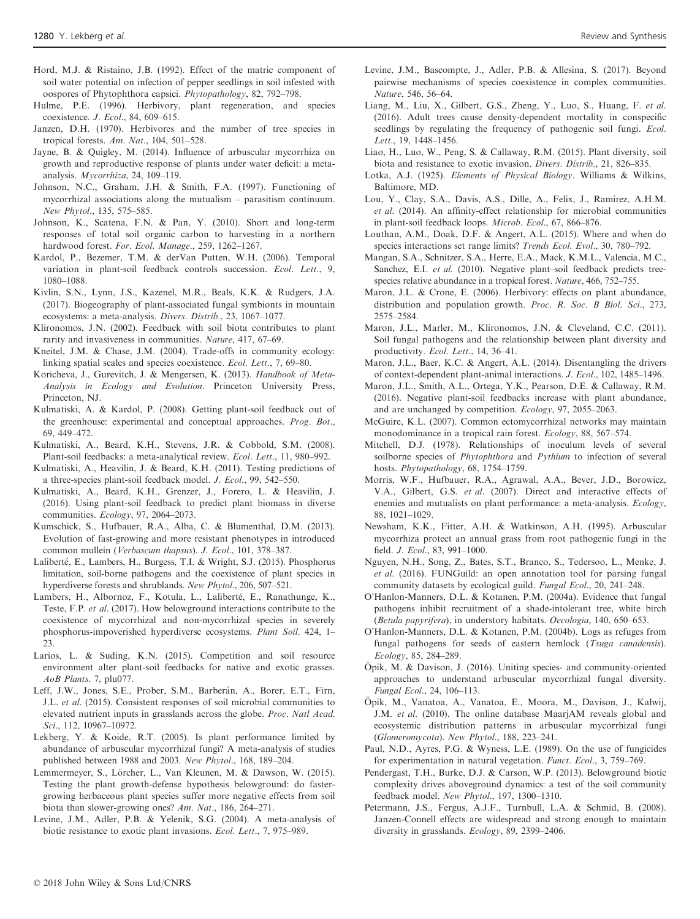Hord, M.J. & Ristaino, J.B. (1992). Effect of the matric component of soil water potential on infection of pepper seedlings in soil infested with oospores of Phytophthora capsici. *Phytopathology*, 82, 792–798.

Hulme, P.E. (1996). Herbivory, plant regeneration, and species coexistence. *J. Ecol*., 84, 609–615.

Janzen, D.H. (1970). Herbivores and the number of tree species in tropical forests. *Am. Nat*., 104, 501–528.

Jayne, B. & Quigley, M. (2014). Influence of arbuscular mycorrhiza on growth and reproductive response of plants under water deficit: a meta-analysis. *Mycorrhiza*, 24, 109–119.

Johnson, N.C., Graham, J.H. & Smith, F.A. (1997). Functioning of mycorrhizal associations along the mutualism – parasitism continuum. *New Phytol*., 135, 575–585.

Johnson, K., Scatena, F.N. & Pan, Y. (2010). Short and long-term responses of total soil organic carbon to harvesting in a northern hardwood forest. *For. Ecol. Manage*., 259, 1262–1267.

Kardol, P., Bezemer, T.M. & derVan Putten, W.H. (2006). Temporal variation in plant-soil feedback controls succession. *Ecol. Lett*., 9, 1080–1088.

Kivlin, S.N., Lynn, J.S., Kazenel, M.R., Beals, K.K. & Rudgers, J.A. (2017). Biogeography of plant-associated fungal symbionts in mountain ecosystems: a meta-analysis. *Divers. Distrib*., 23, 1067–1077.

Klironomos, J.N. (2002). Feedback with soil biota contributes to plant rarity and invasiveness in communities. *Nature*, 417, 67–69.

Kneitel, J.M. & Chase, J.M. (2004). Trade-offs in community ecology: linking spatial scales and species coexistence. *Ecol. Lett*., 7, 69–80.

Koricheva, J., Gurevitch, J. & Mengersen, K. (2013). *Handbook of Meta-Analysis in Ecology and Evolution*. Princeton University Press, Princeton, NJ.

Kulmatiski, A. & Kardol, P. (2008). Getting plant-soil feedback out of the greenhouse: experimental and conceptual approaches. *Prog. Bot*., 69, 449–472.

Kulmatiski, A., Beard, K.H., Stevens, J.R. & Cobbold, S.M. (2008). Plant-soil feedbacks: a meta-analytical review. *Ecol. Lett*., 11, 980–992.

Kulmatiski, A., Heavilin, J. & Beard, K.H. (2011). Testing predictions of a three-species plant-soil feedback model. *J. Ecol*., 99, 542–550.

Kulmatiski, A., Beard, K.H., Grenzer, J., Forero, L. & Heavilin, J. (2016). Using plant-soil feedback to predict plant biomass in diverse communities. *Ecology*, 97, 2064–2073.

Kumschick, S., Hufbauer, R.A., Alba, C. & Blumenthal, D.M. (2013). Evolution of fast-growing and more resistant phenotypes in introduced common mullein (*Verbascum thapsus*). *J. Ecol*., 101, 378–387.

Laliberté, E., Lambers, H., Burgess, T.I. & Wright, S.J. (2015). Phosphorus limitation, soil-borne pathogens and the coexistence of plant species in hyperdiverse forests and shrublands. *New Phytol*., 206, 507–521.

Lambers, H., Albornoz, F., Kotula, L., Laliberté, E., Ranathunge, K., Teste, F.P. *et al*. (2017). How belowground interactions contribute to the coexistence of mycorrhizal and non-mycorrhizal species in severely phosphorus-impoverished hyperdiverse ecosystems. *Plant Soil*. 424, 1–23.

Larios, L. & Suding, K.N. (2015). Competition and soil resource environment alter plant-soil feedbacks for native and exotic grasses. *AoB Plants*. 7, plu077.

Leff, J.W., Jones, S.E., Prober, S.M., Barberán, A., Borer, E.T., Firn, J.L. *et al*. (2015). Consistent responses of soil microbial communities to elevated nutrient inputs in grasslands across the globe. *Proc. Natl Acad. Sci*., 112, 10967–10972.

Lekberg, Y. & Koide, R.T. (2005). Is plant performance limited by abundance of arbuscular mycorrhizal fungi? A meta-analysis of studies published between 1988 and 2003. *New Phytol*., 168, 189–204.

Lemmermeyer, S., Lörcher, L., Van Kleunen, M. & Dawson, W. (2015). Testing the plant growth-defense hypothesis belowground: do faster-growing herbaceous plant species suffer more negative effects from soil biota than slower-growing ones? *Am. Nat*., 186, 264–271.

Levine, J.M., Adler, P.B. & Yelenik, S.G. (2004). A meta-analysis of biotic resistance to exotic plant invasions. *Ecol. Lett*., 7, 975–989.

Levine, J.M., Bascompte, J., Adler, P.B. & Allesina, S. (2017). Beyond pairwise mechanisms of species coexistence in complex communities. *Nature*, 546, 56–64.

Liang, M., Liu, X., Gilbert, G.S., Zheng, Y., Luo, S., Huang, F. *et al*. (2016). Adult trees cause density-dependent mortality in conspecific seedlings by regulating the frequency of pathogenic soil fungi. *Ecol. Lett*., 19, 1448–1456.

Liao, H., Luo, W., Peng, S. & Callaway, R.M. (2015). Plant diversity, soil biota and resistance to exotic invasion. *Divers. Distrib*., 21, 826–835.

Lotka, A.J. (1925). *Elements of Physical Biology*. Williams & Wilkins, Baltimore, MD.

Lou, Y., Clay, S.A., Davis, A.S., Dille, A., Felix, J., Ramirez, A.H.M. *et al*. (2014). An affinity-effect relationship for microbial communities in plant-soil feedback loops. *Microb. Ecol*., 67, 866–876.

Louthan, A.M., Doak, D.F. & Angert, A.L. (2015). Where and when do species interactions set range limits? *Trends Ecol. Evol*., 30, 780–792.

Mangan, S.A., Schnitzer, S.A., Herre, E.A., Mack, K.M.L., Valencia, M.C., Sanchez, E.I. *et al*. (2010). Negative plant–soil feedback predicts tree-species relative abundance in a tropical forest. *Nature*, 466, 752–755.

Maron, J.L. & Crone, E. (2006). Herbivory: effects on plant abundance, distribution and population growth. *Proc. R. Soc. B Biol. Sci*., 273, 2575–2584.

Maron, J.L., Marler, M., Klironomos, J.N. & Cleveland, C.C. (2011). Soil fungal pathogens and the relationship between plant diversity and productivity. *Ecol. Lett*., 14, 36–41.

Maron, J.L., Baer, K.C. & Angert, A.L. (2014). Disentangling the drivers of context-dependent plant-animal interactions. *J. Ecol*., 102, 1485–1496.

Maron, J.L., Smith, A.L., Ortega, Y.K., Pearson, D.E. & Callaway, R.M. (2016). Negative plant-soil feedbacks increase with plant abundance, and are unchanged by competition. *Ecology*, 97, 2055–2063.

McGuire, K.L. (2007). Common ectomycorrhizal networks may maintain monodominance in a tropical rain forest. *Ecology*, 88, 567–574.

Mitchell, D.J. (1978). Relationships of inoculum levels of several soilborne species of *Phytophthora* and *Pythium* to infection of several hosts. *Phytopathology*, 68, 1754–1759.

Morris, W.F., Hufbauer, R.A., Agrawal, A.A., Bever, J.D., Borowicz, V.A., Gilbert, G.S. *et al*. (2007). Direct and interactive effects of enemies and mutualists on plant performance: a meta-analysis. *Ecology*, 88, 1021–1029.

Newsham, K.K., Fitter, A.H. & Watkinson, A.H. (1995). Arbuscular mycorrhiza protect an annual grass from root pathogenic fungi in the field. *J. Ecol*., 83, 991–1000.

Nguyen, N.H., Song, Z., Bates, S.T., Branco, S., Tedersoo, L., Menke, J. *et al*. (2016). FUNGuild: an open annotation tool for parsing fungal community datasets by ecological guild. *Fungal Ecol*., 20, 241–248.

O'Hanlon-Manners, D.L. & Kotanen, P.M. (2004a). Evidence that fungal pathogens inhibit recruitment of a shade-intolerant tree, white birch (*Betula papyrifera*), in understory habitats. *Oecologia*, 140, 650–653.

O'Hanlon-Manners, D.L. & Kotanen, P.M. (2004b). Logs as refuges from fungal pathogens for seeds of eastern hemlock (*Tsuga canadensis*). *Ecology*, 85, 284–289.

Öpik, M. & Davison, J. (2016). Uniting species- and community-oriented approaches to understand arbuscular mycorrhizal fungal diversity. *Fungal Ecol*., 24, 106–113.

Öpik, M., Vanatoa, A., Vanatoa, E., Moora, M., Davison, J., Kalwij, J.M. *et al*. (2010). The online database MaarjAM reveals global and ecosystemic distribution patterns in arbuscular mycorrhizal fungi (*Glomeromycota*). *New Phytol*., 188, 223–241.

Paul, N.D., Ayres, P.G. & Wyness, L.E. (1989). On the use of fungicides for experimentation in natural vegetation. *Funct. Ecol*., 3, 759–769.

Pendergast, T.H., Burke, D.J. & Carson, W.P. (2013). Belowground biotic complexity drives aboveground dynamics: a test of the soil community feedback model. *New Phytol*., 197, 1300–1310.

Petermann, J.S., Fergus, A.J.F., Turnbull, L.A. & Schmid, B. (2008). Janzen-Connell effects are widespread and strong enough to maintain diversity in grasslands. *Ecology*, 89, 2399–2406.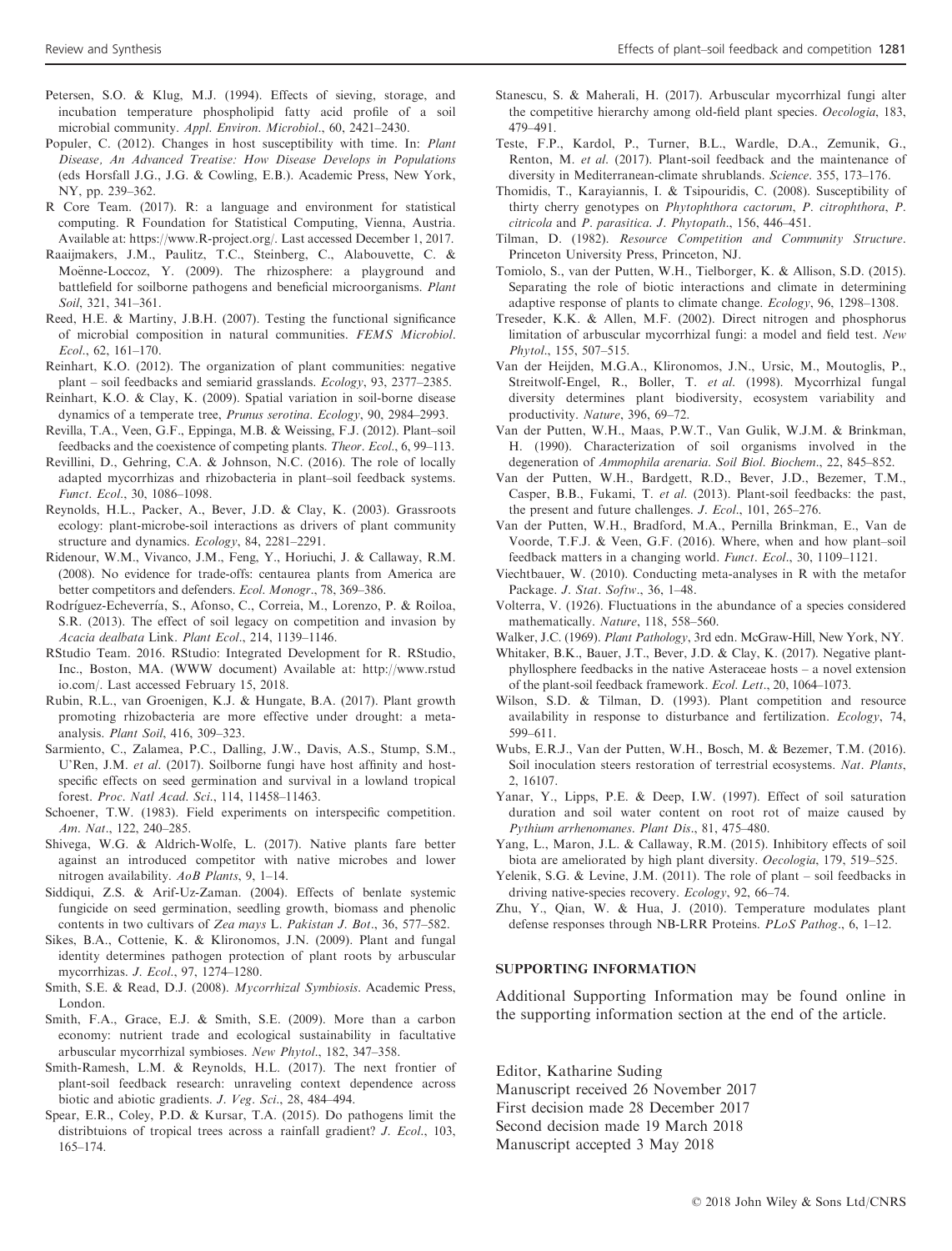Petersen, S.O. & Klug, M.J. (1994). Effects of sieving, storage, and incubation temperature phospholipid fatty acid profile of a soil microbial community. *Appl. Environ. Microbiol.*, 60, 2421–2430.

Populer, C. (2012). Changes in host susceptibility with time. In: *Plant Disease, An Advanced Treatise: How Disease Develops in Populations* (eds Horsfall J.G., J.G. & Cowling, E.B.). Academic Press, New York, NY, pp. 239–362.

R Core Team. (2017). R: a language and environment for statistical computing. R Foundation for Statistical Computing, Vienna, Austria. Available at: https://www.R-project.org/. Last accessed December 1, 2017.

Raaijmakers, J.M., Paulitz, T.C., Steinberg, C., Alabouvette, C. & Moënne-Loccoz, Y. (2009). The rhizosphere: a playground and battlefield for soilborne pathogens and beneficial microorganisms. *Plant Soil*, 321, 341–361.

Reed, H.E. & Martiny, J.B.H. (2007). Testing the functional significance of microbial composition in natural communities. *FEMS Microbiol. Ecol.*, 62, 161–170.

Reinhart, K.O. (2012). The organization of plant communities: negative plant – soil feedbacks and semiarid grasslands. *Ecology*, 93, 2377–2385.

Reinhart, K.O. & Clay, K. (2009). Spatial variation in soil-borne disease dynamics of a temperate tree, *Prunus serotina*. *Ecology*, 90, 2984–2993.

Revilla, T.A., Veen, G.F., Eppinga, M.B. & Weissing, F.J. (2012). Plant–soil feedbacks and the coexistence of competing plants. *Theor. Ecol.*, 6, 99–113.

Revillini, D., Gehring, C.A. & Johnson, N.C. (2016). The role of locally adapted mycorrhizas and rhizobacteria in plant–soil feedback systems. *Funct. Ecol.*, 30, 1086–1098.

Reynolds, H.L., Packer, A., Bever, J.D. & Clay, K. (2003). Grassroots ecology: plant-microbe-soil interactions as drivers of plant community structure and dynamics. *Ecology*, 84, 2281–2291.

Ridenour, W.M., Vivanco, J.M., Feng, Y., Horiuchi, J. & Callaway, R.M. (2008). No evidence for trade-offs: centaurea plants from America are better competitors and defenders. *Ecol. Monogr.*, 78, 369–386.

Rodríguez-Echeverría, S., Afonso, C., Correia, M., Lorenzo, P. & Roiloa, S.R. (2013). The effect of soil legacy on competition and invasion by *Acacia dealbata* Link. *Plant Ecol.*, 214, 1139–1146.

RStudio Team. 2016. RStudio: Integrated Development for R. RStudio, Inc., Boston, MA. (WWW document) Available at: http://www.rstudio.com/. Last accessed February 15, 2018.

Rubin, R.L., van Groenigen, K.J. & Hungate, B.A. (2017). Plant growth promoting rhizobacteria are more effective under drought: a meta-analysis. *Plant Soil*, 416, 309–323.

Sarmiento, C., Zalamea, P.C., Dalling, J.W., Davis, A.S., Stump, S.M., U'Ren, J.M. *et al.* (2017). Soilborne fungi have host affinity and host-specific effects on seed germination and survival in a lowland tropical forest. *Proc. Natl Acad. Sci.*, 114, 11458–11463.

Schoener, T.W. (1983). Field experiments on interspecific competition. *Am. Nat.*, 122, 240–285.

Shivega, W.G. & Aldrich-Wolfe, L. (2017). Native plants fare better against an introduced competitor with native microbes and lower nitrogen availability. *AoB Plants*, 9, 1–14.

Siddiqui, Z.S. & Arif-Uz-Zaman. (2004). Effects of benlate systemic fungicide on seed germination, seedling growth, biomass and phenolic contents in two cultivars of *Zea mays* L. *Pakistan J. Bot.*, 36, 577–582.

Sikes, B.A., Cottenie, K. & Klironomos, J.N. (2009). Plant and fungal identity determines pathogen protection of plant roots by arbuscular mycorrhizas. *J. Ecol.*, 97, 1274–1280.

Smith, S.E. & Read, D.J. (2008). *Mycorrhizal Symbiosis*. Academic Press, London.

Smith, F.A., Grace, E.J. & Smith, S.E. (2009). More than a carbon economy: nutrient trade and ecological sustainability in facultative arbuscular mycorrhizal symbioses. *New Phytol.*, 182, 347–358.

Smith-Ramesh, L.M. & Reynolds, H.L. (2017). The next frontier of plant-soil feedback research: unraveling context dependence across biotic and abiotic gradients. *J. Veg. Sci.*, 28, 484–494.

Spear, E.R., Coley, P.D. & Kursar, T.A. (2015). Do pathogens limit the distribtuions of tropical trees across a rainfall gradient? *J. Ecol.*, 103, 165–174.

Stanescu, S. & Maherali, H. (2017). Arbuscular mycorrhizal fungi alter the competitive hierarchy among old-field plant species. *Oecologia*, 183, 479–491.

Teste, F.P., Kardol, P., Turner, B.L., Wardle, D.A., Zemunik, G., Renton, M. *et al.* (2017). Plant-soil feedback and the maintenance of diversity in Mediterranean-climate shrublands. *Science*. 355, 173–176.

Thomidis, T., Karayiannis, I. & Tsipouridis, C. (2008). Susceptibility of thirty cherry genotypes on *Phytophthora cactorum*, *P. citrophthora*, *P. citricola* and *P. parasitica*. *J. Phytopath.*, 156, 446–451.

Tilman, D. (1982). *Resource Competition and Community Structure*. Princeton University Press, Princeton, NJ.

Tomiolo, S., van der Putten, W.H., Tielborger, K. & Allison, S.D. (2015). Separating the role of biotic interactions and climate in determining adaptive response of plants to climate change. *Ecology*, 96, 1298–1308.

Treseder, K.K. & Allen, M.F. (2002). Direct nitrogen and phosphorus limitation of arbuscular mycorrhizal fungi: a model and field test. *New Phytol.*, 155, 507–515.

Van der Heijden, M.G.A., Klironomos, J.N., Ursic, M., Moutoglis, P., Streitwolf-Engel, R., Boller, T. *et al.* (1998). Mycorrhizal fungal diversity determines plant biodiversity, ecosystem variability and productivity. *Nature*, 396, 69–72.

Van der Putten, W.H., Maas, P.W.T., Van Gulik, W.J.M. & Brinkman, H. (1990). Characterization of soil organisms involved in the degeneration of *Ammophila arenaria*. *Soil Biol. Biochem.*, 22, 845–852.

Van der Putten, W.H., Bardgett, R.D., Bever, J.D., Bezemer, T.M., Casper, B.B., Fukami, T. *et al.* (2013). Plant-soil feedbacks: the past, the present and future challenges. *J. Ecol.*, 101, 265–276.

Van der Putten, W.H., Bradford, M.A., Pernilla Brinkman, E., Van de Voorde, T.F.J. & Veen, G.F. (2016). Where, when and how plant–soil feedback matters in a changing world. *Funct. Ecol.*, 30, 1109–1121.

Viechtbauer, W. (2010). Conducting meta-analyses in R with the metafor Package. *J. Stat. Softw.*, 36, 1–48.

Volterra, V. (1926). Fluctuations in the abundance of a species considered mathematically. *Nature*, 118, 558–560.

Walker, J.C. (1969). *Plant Pathology*, 3rd edn. McGraw-Hill, New York, NY.

Whitaker, B.K., Bauer, J.T., Bever, J.D. & Clay, K. (2017). Negative plant-phyllosphere feedbacks in the native Asteraceae hosts – a novel extension of the plant-soil feedback framework. *Ecol. Lett.*, 20, 1064–1073.

Wilson, S.D. & Tilman, D. (1993). Plant competition and resource availability in response to disturbance and fertilization. *Ecology*, 74, 599–611.

Wubs, E.R.J., Van der Putten, W.H., Bosch, M. & Bezemer, T.M. (2016). Soil inoculation steers restoration of terrestrial ecosystems. *Nat. Plants*, 2, 16107.

Yanar, Y., Lipps, P.E. & Deep, I.W. (1997). Effect of soil saturation duration and soil water content on root rot of maize caused by *Pythium arrhenomanes*. *Plant Dis.*, 81, 475–480.

Yang, L., Maron, J.L. & Callaway, R.M. (2015). Inhibitory effects of soil biota are ameliorated by high plant diversity. *Oecologia*, 179, 519–525.

Yelenik, S.G. & Levine, J.M. (2011). The role of plant – soil feedbacks in driving native-species recovery. *Ecology*, 92, 66–74.

Zhu, Y., Qian, W. & Hua, J. (2010). Temperature modulates plant defense responses through NB-LRR Proteins. *PLoS Pathog.*, 6, 1–12.

## SUPPORTING INFORMATION

Additional Supporting Information may be found online in the supporting information section at the end of the article.

Editor, Katharine Suding
Manuscript received 26 November 2017
First decision made 28 December 2017
Second decision made 19 March 2018
Manuscript accepted 3 May 2018